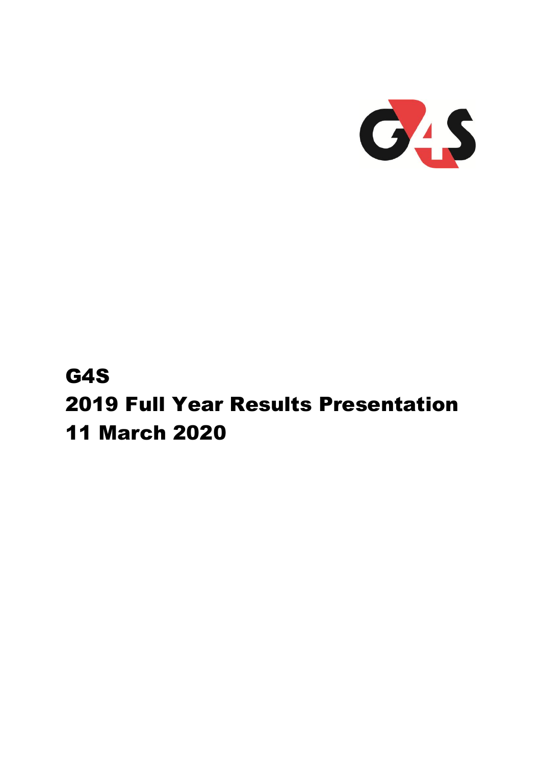# G4S
# 2019 Full Year Results Presentation
# 11 March 2020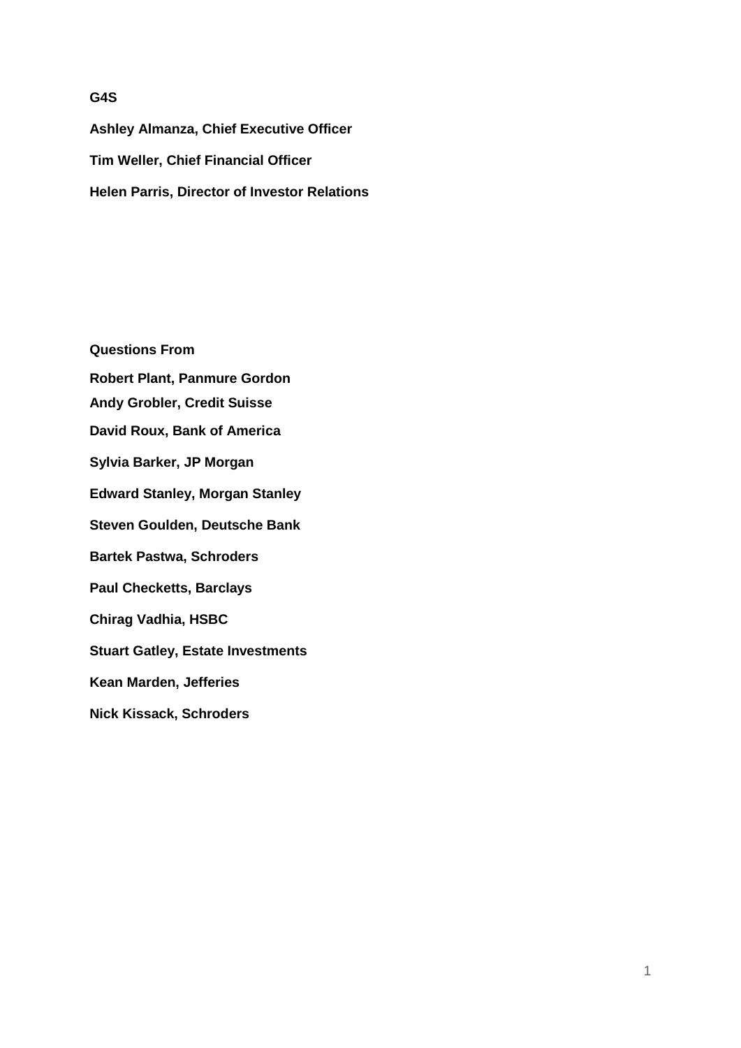**G4S**

**Ashley Almanza, Chief Executive Officer**

**Tim Weller, Chief Financial Officer**

**Helen Parris, Director of Investor Relations**

**Questions From**

**Robert Plant, Panmure Gordon**

**Andy Grobler, Credit Suisse**

**David Roux, Bank of America**

**Sylvia Barker, JP Morgan**

**Edward Stanley, Morgan Stanley**

**Steven Goulden, Deutsche Bank**

**Bartek Pastwa, Schroders**

**Paul Checketts, Barclays**

**Chirag Vadhia, HSBC**

**Stuart Gatley, Estate Investments**

**Kean Marden, Jefferies**

**Nick Kissack, Schroders**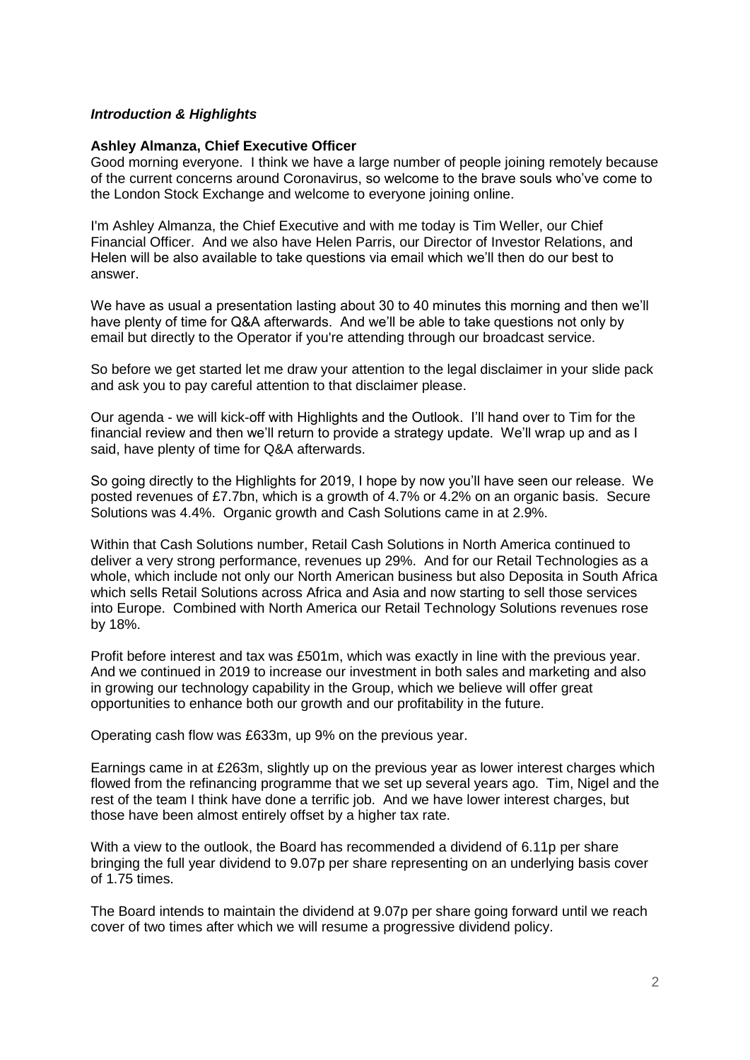### *Introduction & Highlights*

**Ashley Almanza, Chief Executive Officer**

Good morning everyone. I think we have a large number of people joining remotely because of the current concerns around Coronavirus, so welcome to the brave souls who've come to the London Stock Exchange and welcome to everyone joining online.

I'm Ashley Almanza, the Chief Executive and with me today is Tim Weller, our Chief Financial Officer. And we also have Helen Parris, our Director of Investor Relations, and Helen will be also available to take questions via email which we'll then do our best to answer.

We have as usual a presentation lasting about 30 to 40 minutes this morning and then we'll have plenty of time for Q&A afterwards. And we'll be able to take questions not only by email but directly to the Operator if you're attending through our broadcast service.

So before we get started let me draw your attention to the legal disclaimer in your slide pack and ask you to pay careful attention to that disclaimer please.

Our agenda - we will kick-off with Highlights and the Outlook. I'll hand over to Tim for the financial review and then we'll return to provide a strategy update. We'll wrap up and as I said, have plenty of time for Q&A afterwards.

So going directly to the Highlights for 2019, I hope by now you'll have seen our release. We posted revenues of £7.7bn, which is a growth of 4.7% or 4.2% on an organic basis. Secure Solutions was 4.4%. Organic growth and Cash Solutions came in at 2.9%.

Within that Cash Solutions number, Retail Cash Solutions in North America continued to deliver a very strong performance, revenues up 29%. And for our Retail Technologies as a whole, which include not only our North American business but also Deposita in South Africa which sells Retail Solutions across Africa and Asia and now starting to sell those services into Europe. Combined with North America our Retail Technology Solutions revenues rose by 18%.

Profit before interest and tax was £501m, which was exactly in line with the previous year. And we continued in 2019 to increase our investment in both sales and marketing and also in growing our technology capability in the Group, which we believe will offer great opportunities to enhance both our growth and our profitability in the future.

Operating cash flow was £633m, up 9% on the previous year.

Earnings came in at £263m, slightly up on the previous year as lower interest charges which flowed from the refinancing programme that we set up several years ago. Tim, Nigel and the rest of the team I think have done a terrific job. And we have lower interest charges, but those have been almost entirely offset by a higher tax rate.

With a view to the outlook, the Board has recommended a dividend of 6.11p per share bringing the full year dividend to 9.07p per share representing on an underlying basis cover of 1.75 times.

The Board intends to maintain the dividend at 9.07p per share going forward until we reach cover of two times after which we will resume a progressive dividend policy.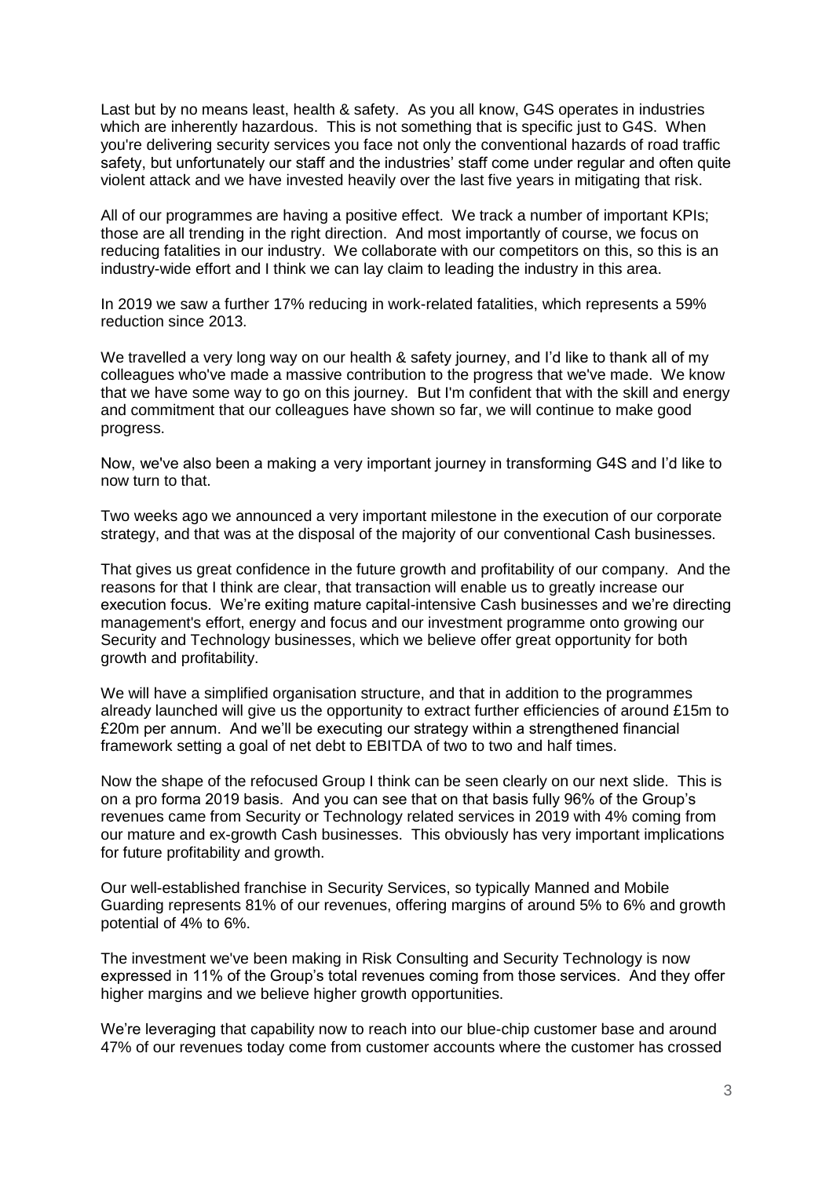Last but by no means least, health & safety. As you all know, G4S operates in industries which are inherently hazardous. This is not something that is specific just to G4S. When you're delivering security services you face not only the conventional hazards of road traffic safety, but unfortunately our staff and the industries' staff come under regular and often quite violent attack and we have invested heavily over the last five years in mitigating that risk.

All of our programmes are having a positive effect. We track a number of important KPIs; those are all trending in the right direction. And most importantly of course, we focus on reducing fatalities in our industry. We collaborate with our competitors on this, so this is an industry-wide effort and I think we can lay claim to leading the industry in this area.

In 2019 we saw a further 17% reducing in work-related fatalities, which represents a 59% reduction since 2013.

We travelled a very long way on our health & safety journey, and I'd like to thank all of my colleagues who've made a massive contribution to the progress that we've made. We know that we have some way to go on this journey. But I'm confident that with the skill and energy and commitment that our colleagues have shown so far, we will continue to make good progress.

Now, we've also been a making a very important journey in transforming G4S and I'd like to now turn to that.

Two weeks ago we announced a very important milestone in the execution of our corporate strategy, and that was at the disposal of the majority of our conventional Cash businesses.

That gives us great confidence in the future growth and profitability of our company. And the reasons for that I think are clear, that transaction will enable us to greatly increase our execution focus. We're exiting mature capital-intensive Cash businesses and we're directing management's effort, energy and focus and our investment programme onto growing our Security and Technology businesses, which we believe offer great opportunity for both growth and profitability.

We will have a simplified organisation structure, and that in addition to the programmes already launched will give us the opportunity to extract further efficiencies of around £15m to £20m per annum. And we'll be executing our strategy within a strengthened financial framework setting a goal of net debt to EBITDA of two to two and half times.

Now the shape of the refocused Group I think can be seen clearly on our next slide. This is on a pro forma 2019 basis. And you can see that on that basis fully 96% of the Group's revenues came from Security or Technology related services in 2019 with 4% coming from our mature and ex-growth Cash businesses. This obviously has very important implications for future profitability and growth.

Our well-established franchise in Security Services, so typically Manned and Mobile Guarding represents 81% of our revenues, offering margins of around 5% to 6% and growth potential of 4% to 6%.

The investment we've been making in Risk Consulting and Security Technology is now expressed in 11% of the Group's total revenues coming from those services. And they offer higher margins and we believe higher growth opportunities.

We're leveraging that capability now to reach into our blue-chip customer base and around 47% of our revenues today come from customer accounts where the customer has crossed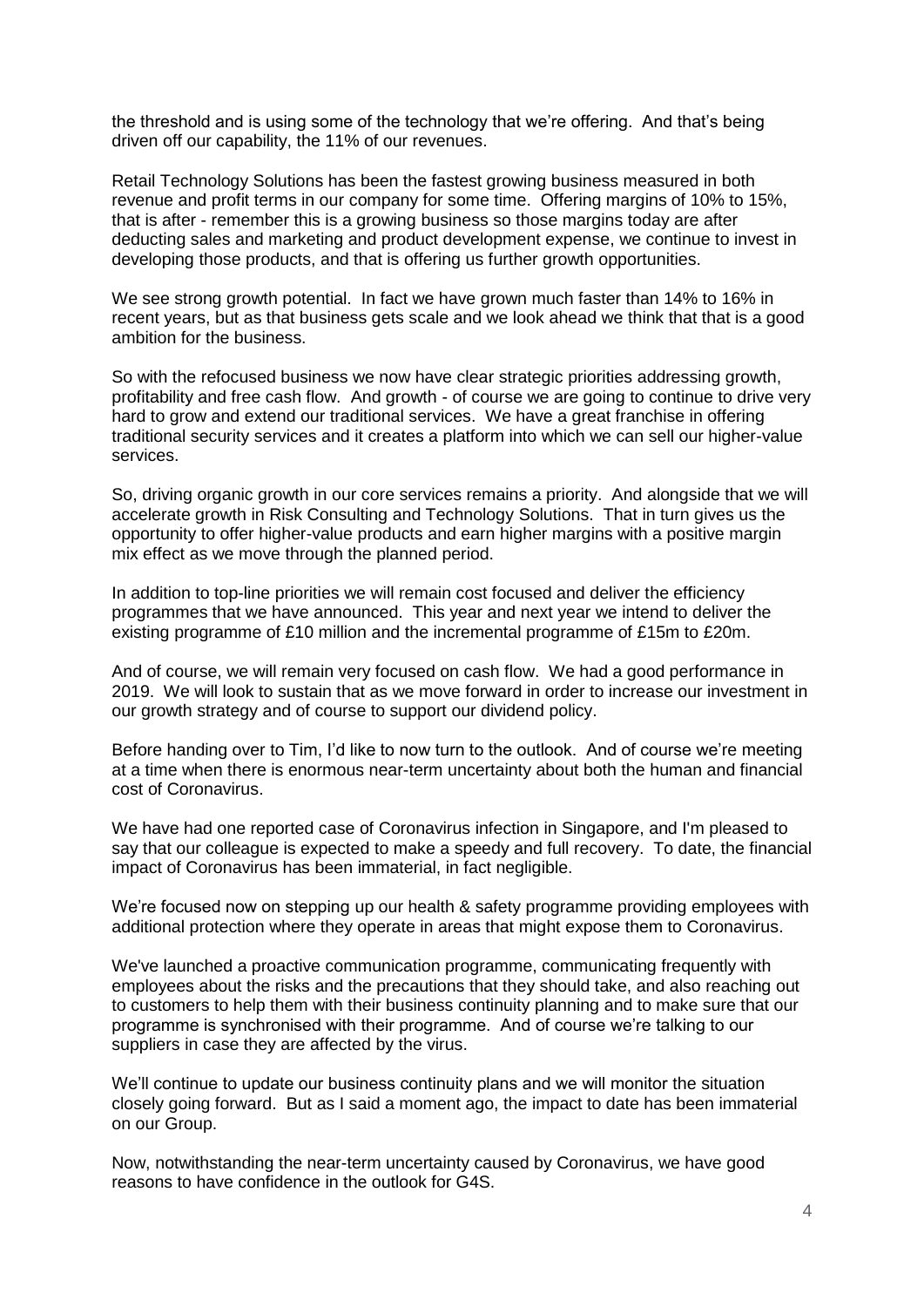the threshold and is using some of the technology that we're offering. And that's being driven off our capability, the 11% of our revenues.

Retail Technology Solutions has been the fastest growing business measured in both revenue and profit terms in our company for some time. Offering margins of 10% to 15%, that is after - remember this is a growing business so those margins today are after deducting sales and marketing and product development expense, we continue to invest in developing those products, and that is offering us further growth opportunities.

We see strong growth potential. In fact we have grown much faster than 14% to 16% in recent years, but as that business gets scale and we look ahead we think that that is a good ambition for the business.

So with the refocused business we now have clear strategic priorities addressing growth, profitability and free cash flow. And growth - of course we are going to continue to drive very hard to grow and extend our traditional services. We have a great franchise in offering traditional security services and it creates a platform into which we can sell our higher-value services.

So, driving organic growth in our core services remains a priority. And alongside that we will accelerate growth in Risk Consulting and Technology Solutions. That in turn gives us the opportunity to offer higher-value products and earn higher margins with a positive margin mix effect as we move through the planned period.

In addition to top-line priorities we will remain cost focused and deliver the efficiency programmes that we have announced. This year and next year we intend to deliver the existing programme of £10 million and the incremental programme of £15m to £20m.

And of course, we will remain very focused on cash flow. We had a good performance in 2019. We will look to sustain that as we move forward in order to increase our investment in our growth strategy and of course to support our dividend policy.

Before handing over to Tim, I'd like to now turn to the outlook. And of course we're meeting at a time when there is enormous near-term uncertainty about both the human and financial cost of Coronavirus.

We have had one reported case of Coronavirus infection in Singapore, and I'm pleased to say that our colleague is expected to make a speedy and full recovery. To date, the financial impact of Coronavirus has been immaterial, in fact negligible.

We're focused now on stepping up our health & safety programme providing employees with additional protection where they operate in areas that might expose them to Coronavirus.

We've launched a proactive communication programme, communicating frequently with employees about the risks and the precautions that they should take, and also reaching out to customers to help them with their business continuity planning and to make sure that our programme is synchronised with their programme. And of course we're talking to our suppliers in case they are affected by the virus.

We'll continue to update our business continuity plans and we will monitor the situation closely going forward. But as I said a moment ago, the impact to date has been immaterial on our Group.

Now, notwithstanding the near-term uncertainty caused by Coronavirus, we have good reasons to have confidence in the outlook for G4S.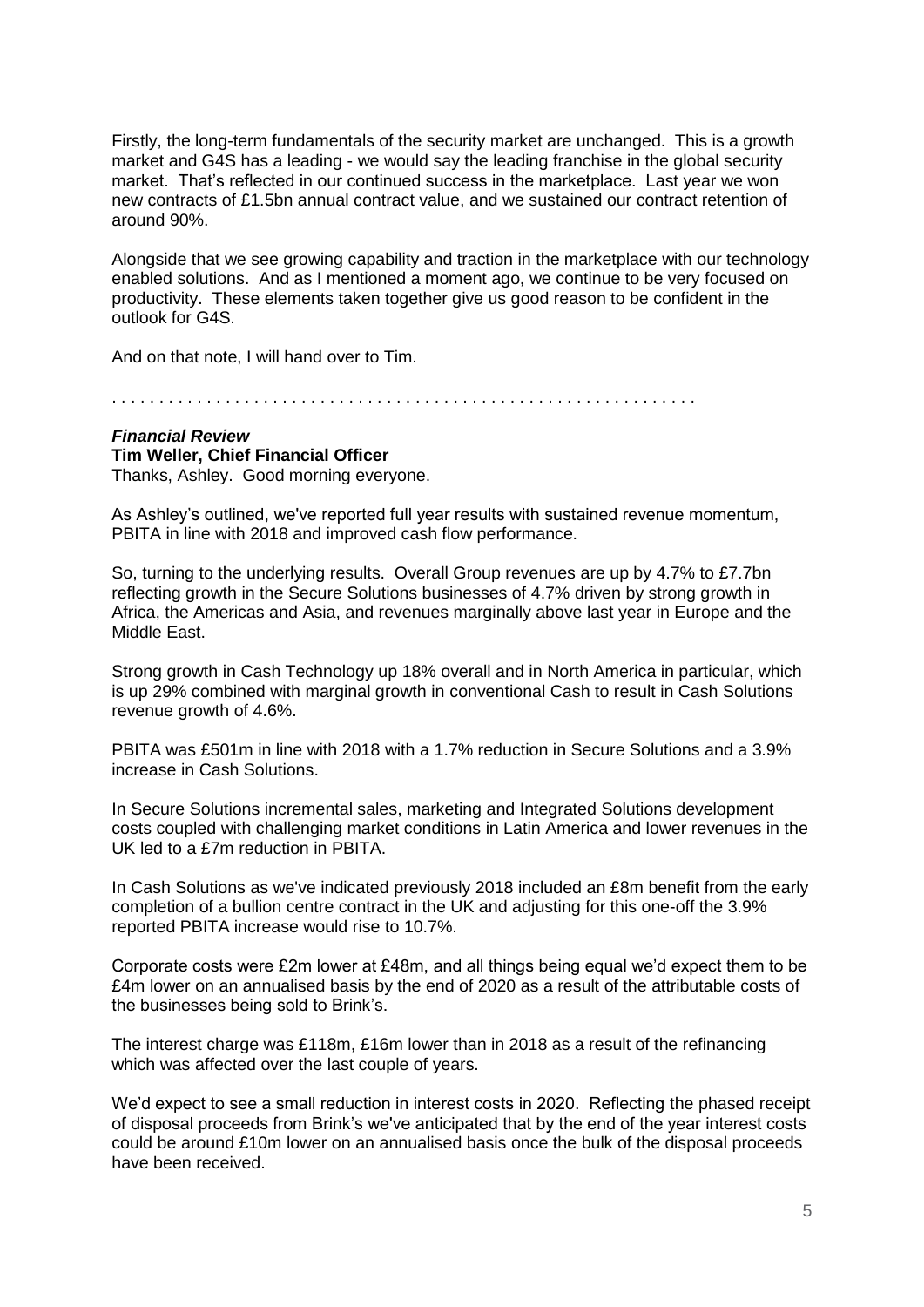Firstly, the long-term fundamentals of the security market are unchanged. This is a growth market and G4S has a leading - we would say the leading franchise in the global security market. That's reflected in our continued success in the marketplace. Last year we won new contracts of £1.5bn annual contract value, and we sustained our contract retention of around 90%.

Alongside that we see growing capability and traction in the marketplace with our technology enabled solutions. And as I mentioned a moment ago, we continue to be very focused on productivity. These elements taken together give us good reason to be confident in the outlook for G4S.

And on that note, I will hand over to Tim.

. . . . . . . . . . . . . . . . . . . . . . . . . . . . . . . . . . . . . . . . . . . . . . . . . . . . . . . . . . . . .

***Financial Review***

**Tim Weller, Chief Financial Officer**

Thanks, Ashley. Good morning everyone.

As Ashley's outlined, we've reported full year results with sustained revenue momentum, PBITA in line with 2018 and improved cash flow performance.

So, turning to the underlying results. Overall Group revenues are up by 4.7% to £7.7bn reflecting growth in the Secure Solutions businesses of 4.7% driven by strong growth in Africa, the Americas and Asia, and revenues marginally above last year in Europe and the Middle East.

Strong growth in Cash Technology up 18% overall and in North America in particular, which is up 29% combined with marginal growth in conventional Cash to result in Cash Solutions revenue growth of 4.6%.

PBITA was £501m in line with 2018 with a 1.7% reduction in Secure Solutions and a 3.9% increase in Cash Solutions.

In Secure Solutions incremental sales, marketing and Integrated Solutions development costs coupled with challenging market conditions in Latin America and lower revenues in the UK led to a £7m reduction in PBITA.

In Cash Solutions as we've indicated previously 2018 included an £8m benefit from the early completion of a bullion centre contract in the UK and adjusting for this one-off the 3.9% reported PBITA increase would rise to 10.7%.

Corporate costs were £2m lower at £48m, and all things being equal we'd expect them to be £4m lower on an annualised basis by the end of 2020 as a result of the attributable costs of the businesses being sold to Brink's.

The interest charge was £118m, £16m lower than in 2018 as a result of the refinancing which was affected over the last couple of years.

We'd expect to see a small reduction in interest costs in 2020. Reflecting the phased receipt of disposal proceeds from Brink's we've anticipated that by the end of the year interest costs could be around £10m lower on an annualised basis once the bulk of the disposal proceeds have been received.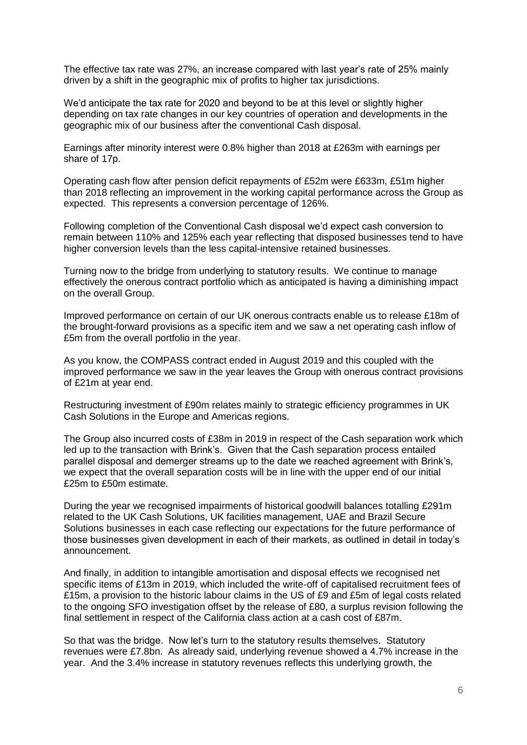The effective tax rate was 27%, an increase compared with last year's rate of 25% mainly driven by a shift in the geographic mix of profits to higher tax jurisdictions.

We'd anticipate the tax rate for 2020 and beyond to be at this level or slightly higher depending on tax rate changes in our key countries of operation and developments in the geographic mix of our business after the conventional Cash disposal.

Earnings after minority interest were 0.8% higher than 2018 at £263m with earnings per share of 17p.

Operating cash flow after pension deficit repayments of £52m were £633m, £51m higher than 2018 reflecting an improvement in the working capital performance across the Group as expected. This represents a conversion percentage of 126%.

Following completion of the Conventional Cash disposal we'd expect cash conversion to remain between 110% and 125% each year reflecting that disposed businesses tend to have higher conversion levels than the less capital-intensive retained businesses.

Turning now to the bridge from underlying to statutory results. We continue to manage effectively the onerous contract portfolio which as anticipated is having a diminishing impact on the overall Group.

Improved performance on certain of our UK onerous contracts enable us to release £18m of the brought-forward provisions as a specific item and we saw a net operating cash inflow of £5m from the overall portfolio in the year.

As you know, the COMPASS contract ended in August 2019 and this coupled with the improved performance we saw in the year leaves the Group with onerous contract provisions of £21m at year end.

Restructuring investment of £90m relates mainly to strategic efficiency programmes in UK Cash Solutions in the Europe and Americas regions.

The Group also incurred costs of £38m in 2019 in respect of the Cash separation work which led up to the transaction with Brink's. Given that the Cash separation process entailed parallel disposal and demerger streams up to the date we reached agreement with Brink's, we expect that the overall separation costs will be in line with the upper end of our initial £25m to £50m estimate.

During the year we recognised impairments of historical goodwill balances totalling £291m related to the UK Cash Solutions, UK facilities management, UAE and Brazil Secure Solutions businesses in each case reflecting our expectations for the future performance of those businesses given development in each of their markets, as outlined in detail in today's announcement.

And finally, in addition to intangible amortisation and disposal effects we recognised net specific items of £13m in 2019, which included the write-off of capitalised recruitment fees of £15m, a provision to the historic labour claims in the US of £9 and £5m of legal costs related to the ongoing SFO investigation offset by the release of £80, a surplus revision following the final settlement in respect of the California class action at a cash cost of £87m.

So that was the bridge. Now let's turn to the statutory results themselves. Statutory revenues were £7.8bn. As already said, underlying revenue showed a 4.7% increase in the year. And the 3.4% increase in statutory revenues reflects this underlying growth, the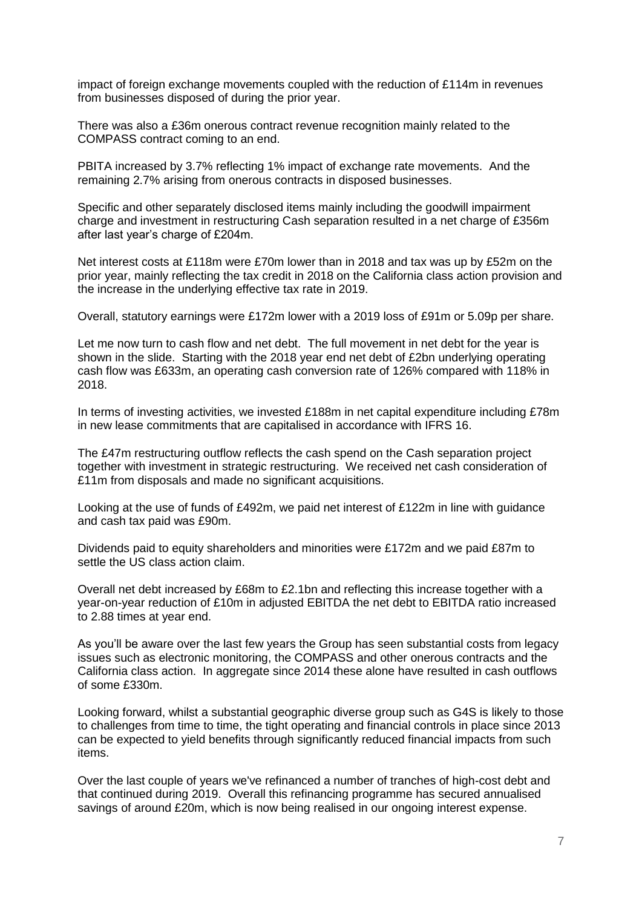impact of foreign exchange movements coupled with the reduction of £114m in revenues from businesses disposed of during the prior year.

There was also a £36m onerous contract revenue recognition mainly related to the COMPASS contract coming to an end.

PBITA increased by 3.7% reflecting 1% impact of exchange rate movements. And the remaining 2.7% arising from onerous contracts in disposed businesses.

Specific and other separately disclosed items mainly including the goodwill impairment charge and investment in restructuring Cash separation resulted in a net charge of £356m after last year's charge of £204m.

Net interest costs at £118m were £70m lower than in 2018 and tax was up by £52m on the prior year, mainly reflecting the tax credit in 2018 on the California class action provision and the increase in the underlying effective tax rate in 2019.

Overall, statutory earnings were £172m lower with a 2019 loss of £91m or 5.09p per share.

Let me now turn to cash flow and net debt. The full movement in net debt for the year is shown in the slide. Starting with the 2018 year end net debt of £2bn underlying operating cash flow was £633m, an operating cash conversion rate of 126% compared with 118% in 2018.

In terms of investing activities, we invested £188m in net capital expenditure including £78m in new lease commitments that are capitalised in accordance with IFRS 16.

The £47m restructuring outflow reflects the cash spend on the Cash separation project together with investment in strategic restructuring. We received net cash consideration of £11m from disposals and made no significant acquisitions.

Looking at the use of funds of £492m, we paid net interest of £122m in line with guidance and cash tax paid was £90m.

Dividends paid to equity shareholders and minorities were £172m and we paid £87m to settle the US class action claim.

Overall net debt increased by £68m to £2.1bn and reflecting this increase together with a year-on-year reduction of £10m in adjusted EBITDA the net debt to EBITDA ratio increased to 2.88 times at year end.

As you'll be aware over the last few years the Group has seen substantial costs from legacy issues such as electronic monitoring, the COMPASS and other onerous contracts and the California class action. In aggregate since 2014 these alone have resulted in cash outflows of some £330m.

Looking forward, whilst a substantial geographic diverse group such as G4S is likely to those to challenges from time to time, the tight operating and financial controls in place since 2013 can be expected to yield benefits through significantly reduced financial impacts from such items.

Over the last couple of years we've refinanced a number of tranches of high-cost debt and that continued during 2019. Overall this refinancing programme has secured annualised savings of around £20m, which is now being realised in our ongoing interest expense.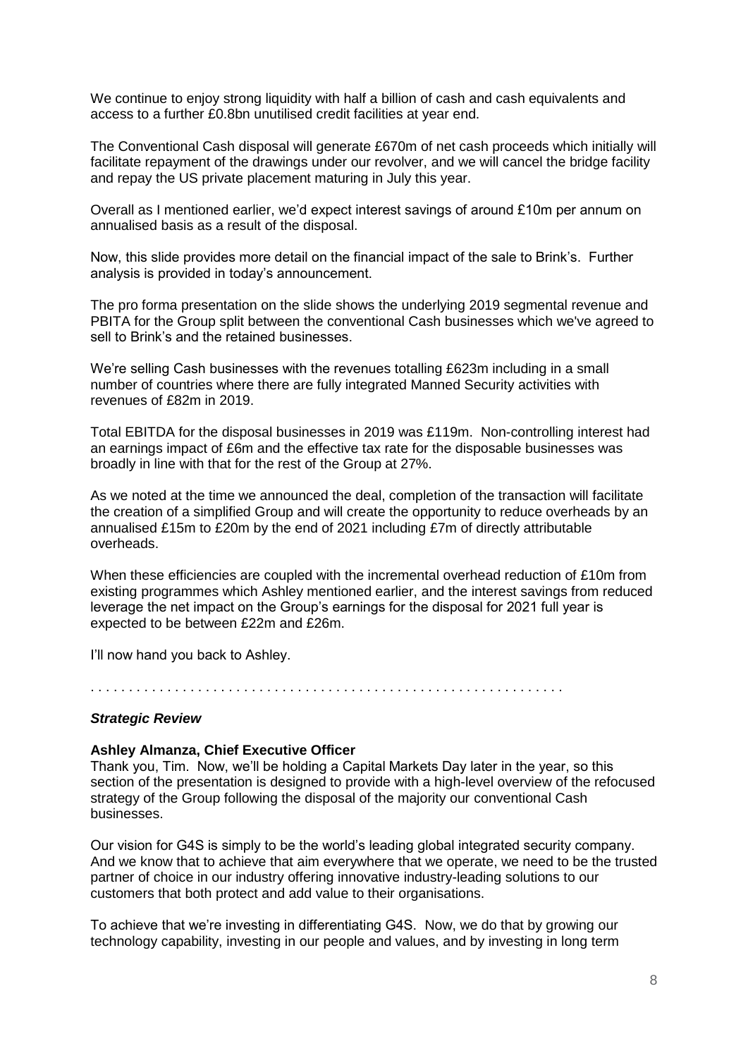We continue to enjoy strong liquidity with half a billion of cash and cash equivalents and access to a further £0.8bn unutilised credit facilities at year end.

The Conventional Cash disposal will generate £670m of net cash proceeds which initially will facilitate repayment of the drawings under our revolver, and we will cancel the bridge facility and repay the US private placement maturing in July this year.

Overall as I mentioned earlier, we'd expect interest savings of around £10m per annum on annualised basis as a result of the disposal.

Now, this slide provides more detail on the financial impact of the sale to Brink's. Further analysis is provided in today's announcement.

The pro forma presentation on the slide shows the underlying 2019 segmental revenue and PBITA for the Group split between the conventional Cash businesses which we've agreed to sell to Brink's and the retained businesses.

We're selling Cash businesses with the revenues totalling £623m including in a small number of countries where there are fully integrated Manned Security activities with revenues of £82m in 2019.

Total EBITDA for the disposal businesses in 2019 was £119m. Non-controlling interest had an earnings impact of £6m and the effective tax rate for the disposable businesses was broadly in line with that for the rest of the Group at 27%.

As we noted at the time we announced the deal, completion of the transaction will facilitate the creation of a simplified Group and will create the opportunity to reduce overheads by an annualised £15m to £20m by the end of 2021 including £7m of directly attributable overheads.

When these efficiencies are coupled with the incremental overhead reduction of £10m from existing programmes which Ashley mentioned earlier, and the interest savings from reduced leverage the net impact on the Group's earnings for the disposal for 2021 full year is expected to be between £22m and £26m.

I'll now hand you back to Ashley.

. . . . . . . . . . . . . . . . . . . . . . . . . . . . . . . . . . . . . . . . . . . . . . . . . . . . . . . . . . . . . .

***Strategic Review***

**Ashley Almanza, Chief Executive Officer**

Thank you, Tim. Now, we'll be holding a Capital Markets Day later in the year, so this section of the presentation is designed to provide with a high-level overview of the refocused strategy of the Group following the disposal of the majority our conventional Cash businesses.

Our vision for G4S is simply to be the world's leading global integrated security company. And we know that to achieve that aim everywhere that we operate, we need to be the trusted partner of choice in our industry offering innovative industry-leading solutions to our customers that both protect and add value to their organisations.

To achieve that we're investing in differentiating G4S. Now, we do that by growing our technology capability, investing in our people and values, and by investing in long term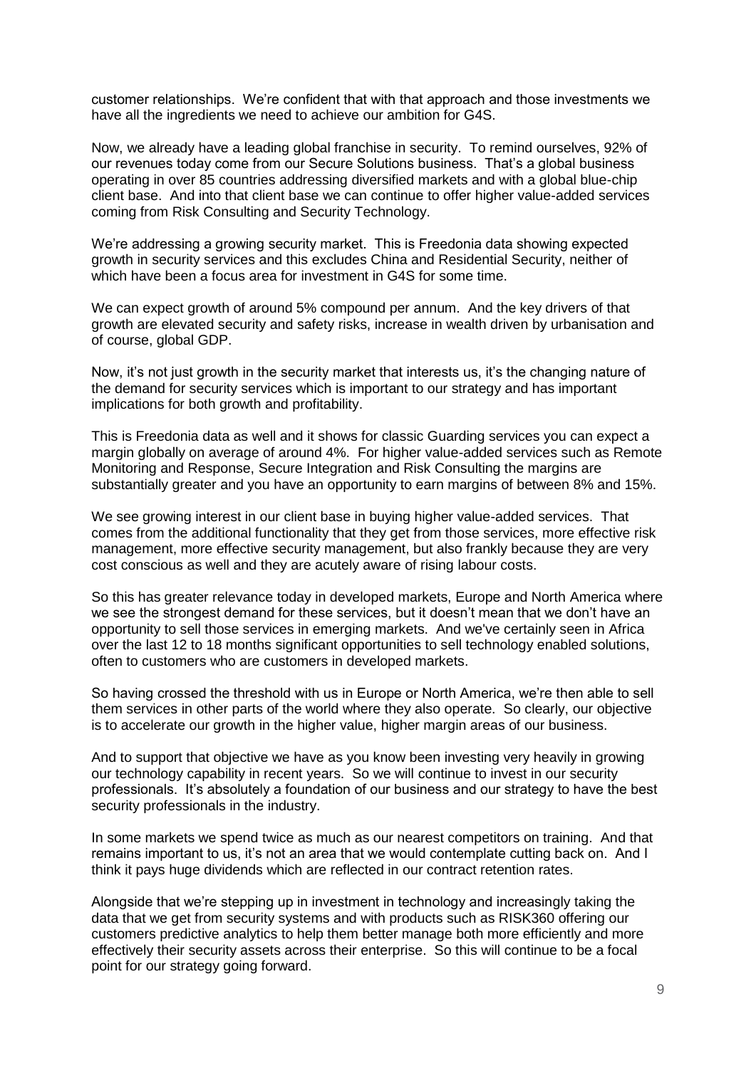customer relationships. We're confident that with that approach and those investments we have all the ingredients we need to achieve our ambition for G4S.

Now, we already have a leading global franchise in security. To remind ourselves, 92% of our revenues today come from our Secure Solutions business. That's a global business operating in over 85 countries addressing diversified markets and with a global blue-chip client base. And into that client base we can continue to offer higher value-added services coming from Risk Consulting and Security Technology.

We're addressing a growing security market. This is Freedonia data showing expected growth in security services and this excludes China and Residential Security, neither of which have been a focus area for investment in G4S for some time.

We can expect growth of around 5% compound per annum. And the key drivers of that growth are elevated security and safety risks, increase in wealth driven by urbanisation and of course, global GDP.

Now, it's not just growth in the security market that interests us, it's the changing nature of the demand for security services which is important to our strategy and has important implications for both growth and profitability.

This is Freedonia data as well and it shows for classic Guarding services you can expect a margin globally on average of around 4%. For higher value-added services such as Remote Monitoring and Response, Secure Integration and Risk Consulting the margins are substantially greater and you have an opportunity to earn margins of between 8% and 15%.

We see growing interest in our client base in buying higher value-added services. That comes from the additional functionality that they get from those services, more effective risk management, more effective security management, but also frankly because they are very cost conscious as well and they are acutely aware of rising labour costs.

So this has greater relevance today in developed markets, Europe and North America where we see the strongest demand for these services, but it doesn't mean that we don't have an opportunity to sell those services in emerging markets. And we've certainly seen in Africa over the last 12 to 18 months significant opportunities to sell technology enabled solutions, often to customers who are customers in developed markets.

So having crossed the threshold with us in Europe or North America, we're then able to sell them services in other parts of the world where they also operate. So clearly, our objective is to accelerate our growth in the higher value, higher margin areas of our business.

And to support that objective we have as you know been investing very heavily in growing our technology capability in recent years. So we will continue to invest in our security professionals. It's absolutely a foundation of our business and our strategy to have the best security professionals in the industry.

In some markets we spend twice as much as our nearest competitors on training. And that remains important to us, it's not an area that we would contemplate cutting back on. And I think it pays huge dividends which are reflected in our contract retention rates.

Alongside that we're stepping up in investment in technology and increasingly taking the data that we get from security systems and with products such as RISK360 offering our customers predictive analytics to help them better manage both more efficiently and more effectively their security assets across their enterprise. So this will continue to be a focal point for our strategy going forward.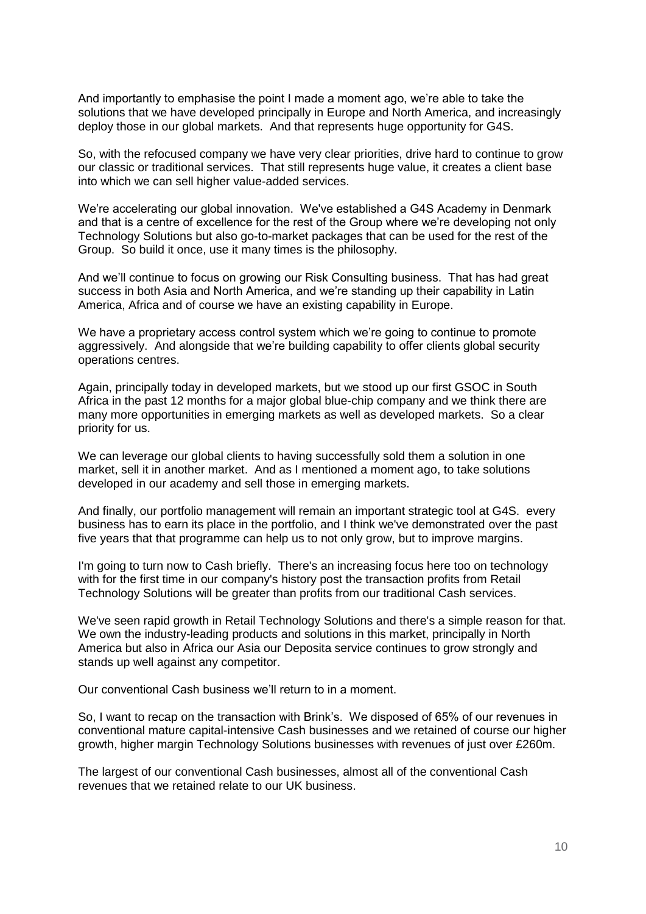And importantly to emphasise the point I made a moment ago, we're able to take the solutions that we have developed principally in Europe and North America, and increasingly deploy those in our global markets. And that represents huge opportunity for G4S.

So, with the refocused company we have very clear priorities, drive hard to continue to grow our classic or traditional services. That still represents huge value, it creates a client base into which we can sell higher value-added services.

We're accelerating our global innovation. We've established a G4S Academy in Denmark and that is a centre of excellence for the rest of the Group where we're developing not only Technology Solutions but also go-to-market packages that can be used for the rest of the Group. So build it once, use it many times is the philosophy.

And we'll continue to focus on growing our Risk Consulting business. That has had great success in both Asia and North America, and we're standing up their capability in Latin America, Africa and of course we have an existing capability in Europe.

We have a proprietary access control system which we're going to continue to promote aggressively. And alongside that we're building capability to offer clients global security operations centres.

Again, principally today in developed markets, but we stood up our first GSOC in South Africa in the past 12 months for a major global blue-chip company and we think there are many more opportunities in emerging markets as well as developed markets. So a clear priority for us.

We can leverage our global clients to having successfully sold them a solution in one market, sell it in another market. And as I mentioned a moment ago, to take solutions developed in our academy and sell those in emerging markets.

And finally, our portfolio management will remain an important strategic tool at G4S. every business has to earn its place in the portfolio, and I think we've demonstrated over the past five years that that programme can help us to not only grow, but to improve margins.

I'm going to turn now to Cash briefly. There's an increasing focus here too on technology with for the first time in our company's history post the transaction profits from Retail Technology Solutions will be greater than profits from our traditional Cash services.

We've seen rapid growth in Retail Technology Solutions and there's a simple reason for that. We own the industry-leading products and solutions in this market, principally in North America but also in Africa our Asia our Deposita service continues to grow strongly and stands up well against any competitor.

Our conventional Cash business we'll return to in a moment.

So, I want to recap on the transaction with Brink's. We disposed of 65% of our revenues in conventional mature capital-intensive Cash businesses and we retained of course our higher growth, higher margin Technology Solutions businesses with revenues of just over £260m.

The largest of our conventional Cash businesses, almost all of the conventional Cash revenues that we retained relate to our UK business.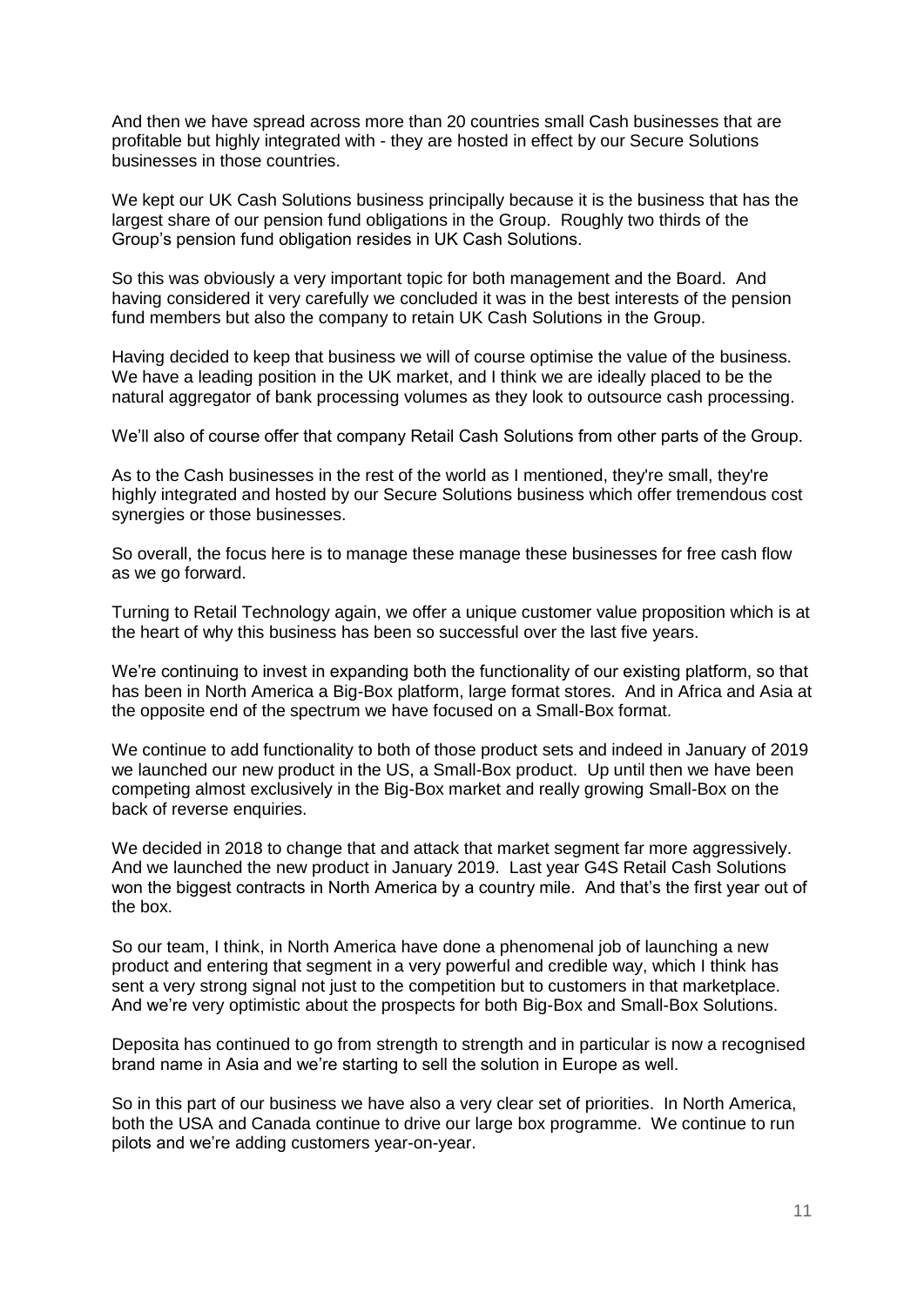And then we have spread across more than 20 countries small Cash businesses that are profitable but highly integrated with - they are hosted in effect by our Secure Solutions businesses in those countries.

We kept our UK Cash Solutions business principally because it is the business that has the largest share of our pension fund obligations in the Group. Roughly two thirds of the Group's pension fund obligation resides in UK Cash Solutions.

So this was obviously a very important topic for both management and the Board. And having considered it very carefully we concluded it was in the best interests of the pension fund members but also the company to retain UK Cash Solutions in the Group.

Having decided to keep that business we will of course optimise the value of the business. We have a leading position in the UK market, and I think we are ideally placed to be the natural aggregator of bank processing volumes as they look to outsource cash processing.

We'll also of course offer that company Retail Cash Solutions from other parts of the Group.

As to the Cash businesses in the rest of the world as I mentioned, they're small, they're highly integrated and hosted by our Secure Solutions business which offer tremendous cost synergies or those businesses.

So overall, the focus here is to manage these manage these businesses for free cash flow as we go forward.

Turning to Retail Technology again, we offer a unique customer value proposition which is at the heart of why this business has been so successful over the last five years.

We're continuing to invest in expanding both the functionality of our existing platform, so that has been in North America a Big-Box platform, large format stores. And in Africa and Asia at the opposite end of the spectrum we have focused on a Small-Box format.

We continue to add functionality to both of those product sets and indeed in January of 2019 we launched our new product in the US, a Small-Box product. Up until then we have been competing almost exclusively in the Big-Box market and really growing Small-Box on the back of reverse enquiries.

We decided in 2018 to change that and attack that market segment far more aggressively. And we launched the new product in January 2019. Last year G4S Retail Cash Solutions won the biggest contracts in North America by a country mile. And that's the first year out of the box.

So our team, I think, in North America have done a phenomenal job of launching a new product and entering that segment in a very powerful and credible way, which I think has sent a very strong signal not just to the competition but to customers in that marketplace. And we're very optimistic about the prospects for both Big-Box and Small-Box Solutions.

Deposita has continued to go from strength to strength and in particular is now a recognised brand name in Asia and we're starting to sell the solution in Europe as well.

So in this part of our business we have also a very clear set of priorities. In North America, both the USA and Canada continue to drive our large box programme. We continue to run pilots and we're adding customers year-on-year.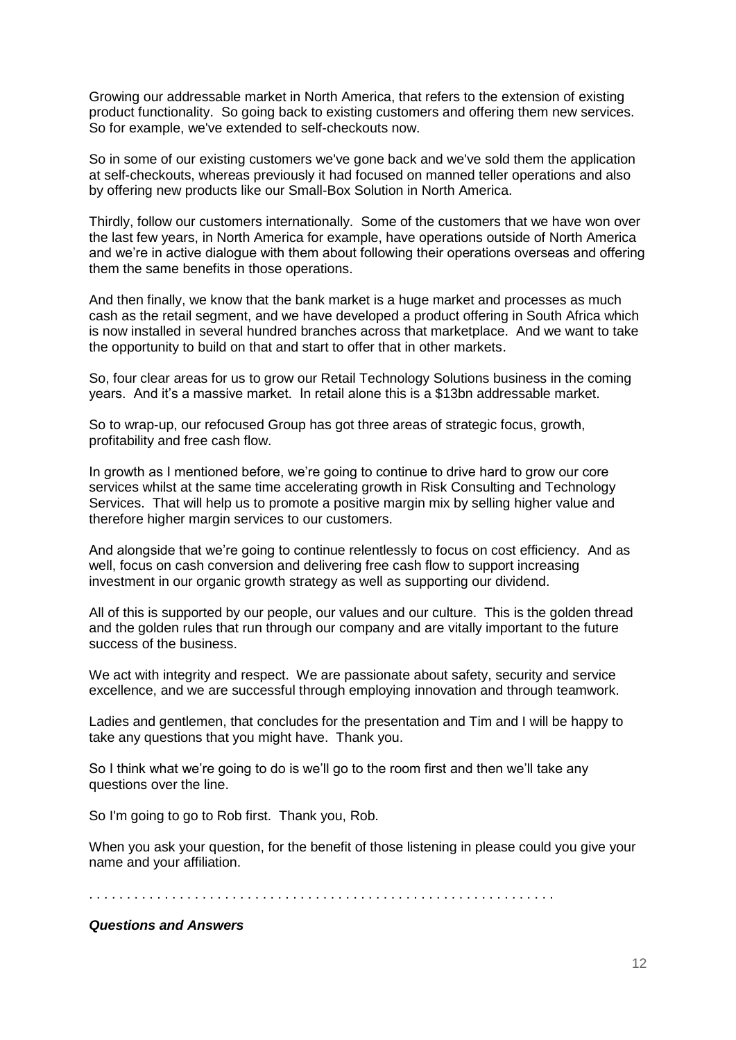Growing our addressable market in North America, that refers to the extension of existing product functionality. So going back to existing customers and offering them new services. So for example, we've extended to self-checkouts now.

So in some of our existing customers we've gone back and we've sold them the application at self-checkouts, whereas previously it had focused on manned teller operations and also by offering new products like our Small-Box Solution in North America.

Thirdly, follow our customers internationally. Some of the customers that we have won over the last few years, in North America for example, have operations outside of North America and we're in active dialogue with them about following their operations overseas and offering them the same benefits in those operations.

And then finally, we know that the bank market is a huge market and processes as much cash as the retail segment, and we have developed a product offering in South Africa which is now installed in several hundred branches across that marketplace. And we want to take the opportunity to build on that and start to offer that in other markets.

So, four clear areas for us to grow our Retail Technology Solutions business in the coming years. And it's a massive market. In retail alone this is a $13bn addressable market.

So to wrap-up, our refocused Group has got three areas of strategic focus, growth, profitability and free cash flow.

In growth as I mentioned before, we're going to continue to drive hard to grow our core services whilst at the same time accelerating growth in Risk Consulting and Technology Services. That will help us to promote a positive margin mix by selling higher value and therefore higher margin services to our customers.

And alongside that we're going to continue relentlessly to focus on cost efficiency. And as well, focus on cash conversion and delivering free cash flow to support increasing investment in our organic growth strategy as well as supporting our dividend.

All of this is supported by our people, our values and our culture. This is the golden thread and the golden rules that run through our company and are vitally important to the future success of the business.

We act with integrity and respect. We are passionate about safety, security and service excellence, and we are successful through employing innovation and through teamwork.

Ladies and gentlemen, that concludes for the presentation and Tim and I will be happy to take any questions that you might have. Thank you.

So I think what we're going to do is we'll go to the room first and then we'll take any questions over the line.

So I'm going to go to Rob first. Thank you, Rob.

When you ask your question, for the benefit of those listening in please could you give your name and your affiliation.

. . . . . . . . . . . . . . . . . . . . . . . . . . . . . . . . . . . . . . . . . . . . . . . . . . . . . . . . . . . .

***Questions and Answers***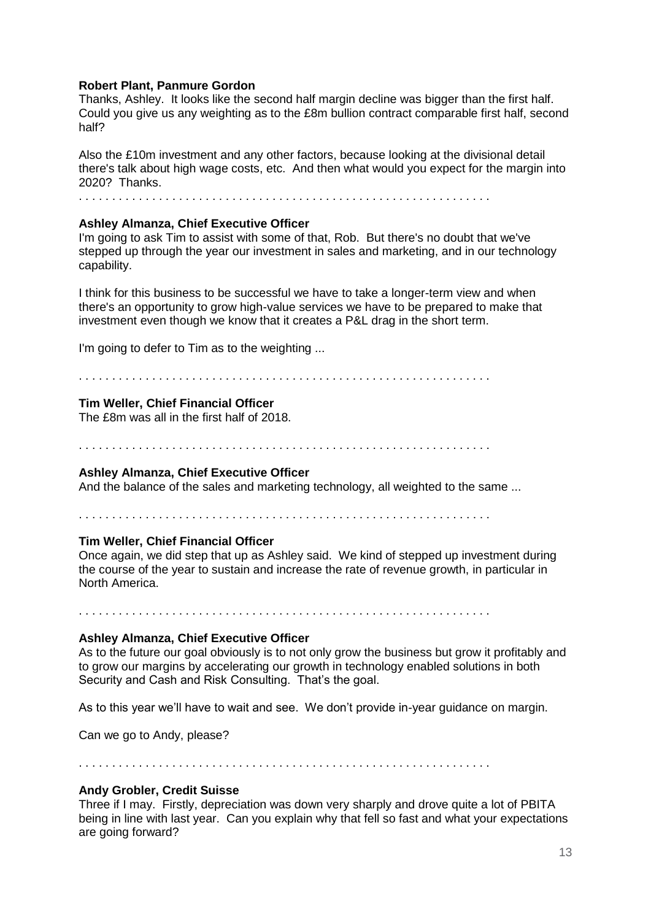**Robert Plant, Panmure Gordon**
Thanks, Ashley. It looks like the second half margin decline was bigger than the first half. Could you give us any weighting as to the £8m bullion contract comparable first half, second half?

Also the £10m investment and any other factors, because looking at the divisional detail there's talk about high wage costs, etc. And then what would you expect for the margin into 2020? Thanks.

. . . . . . . . . . . . . . . . . . . . . . . . . . . . . . . . . . . . . . . . . . . . . . . . . . . . . . . . . . . . .

**Ashley Almanza, Chief Executive Officer**
I'm going to ask Tim to assist with some of that, Rob. But there's no doubt that we've stepped up through the year our investment in sales and marketing, and in our technology capability.

I think for this business to be successful we have to take a longer-term view and when there's an opportunity to grow high-value services we have to be prepared to make that investment even though we know that it creates a P&L drag in the short term.

I'm going to defer to Tim as to the weighting ...

. . . . . . . . . . . . . . . . . . . . . . . . . . . . . . . . . . . . . . . . . . . . . . . . . . . . . . . . . . . . .

**Tim Weller, Chief Financial Officer**
The £8m was all in the first half of 2018.

. . . . . . . . . . . . . . . . . . . . . . . . . . . . . . . . . . . . . . . . . . . . . . . . . . . . . . . . . . . . .

**Ashley Almanza, Chief Executive Officer**
And the balance of the sales and marketing technology, all weighted to the same ...

. . . . . . . . . . . . . . . . . . . . . . . . . . . . . . . . . . . . . . . . . . . . . . . . . . . . . . . . . . . . .

**Tim Weller, Chief Financial Officer**
Once again, we did step that up as Ashley said. We kind of stepped up investment during the course of the year to sustain and increase the rate of revenue growth, in particular in North America.

. . . . . . . . . . . . . . . . . . . . . . . . . . . . . . . . . . . . . . . . . . . . . . . . . . . . . . . . . . . . .

**Ashley Almanza, Chief Executive Officer**
As to the future our goal obviously is to not only grow the business but grow it profitably and to grow our margins by accelerating our growth in technology enabled solutions in both Security and Cash and Risk Consulting. That's the goal.

As to this year we'll have to wait and see. We don't provide in-year guidance on margin.

Can we go to Andy, please?

. . . . . . . . . . . . . . . . . . . . . . . . . . . . . . . . . . . . . . . . . . . . . . . . . . . . . . . . . . . . .

**Andy Grobler, Credit Suisse**
Three if I may. Firstly, depreciation was down very sharply and drove quite a lot of PBITA being in line with last year. Can you explain why that fell so fast and what your expectations are going forward?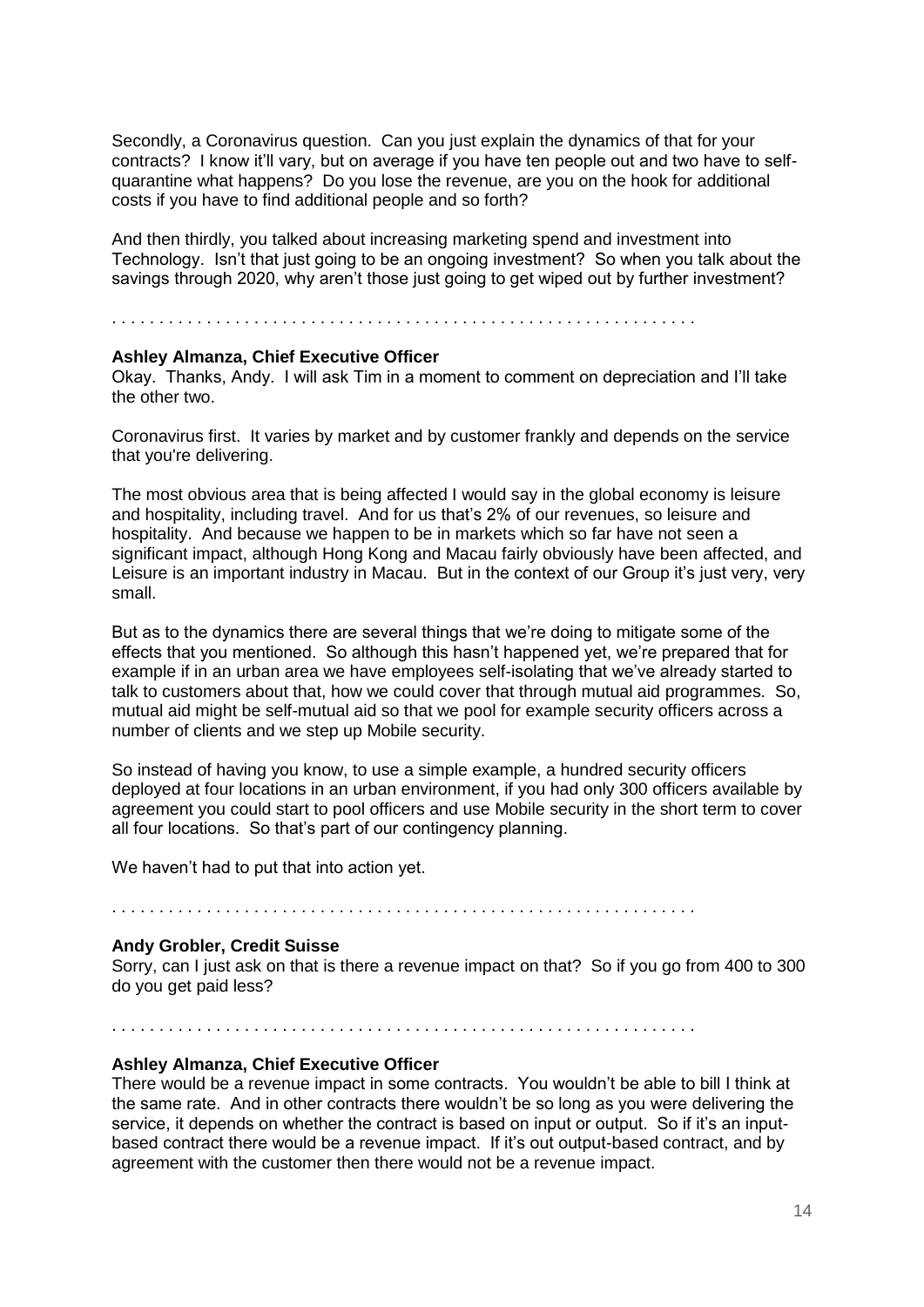Secondly, a Coronavirus question. Can you just explain the dynamics of that for your contracts? I know it'll vary, but on average if you have ten people out and two have to self-quarantine what happens? Do you lose the revenue, are you on the hook for additional costs if you have to find additional people and so forth?

And then thirdly, you talked about increasing marketing spend and investment into Technology. Isn't that just going to be an ongoing investment? So when you talk about the savings through 2020, why aren't those just going to get wiped out by further investment?

. . . . . . . . . . . . . . . . . . . . . . . . . . . . . . . . . . . . . . . . . . . . . . . . . . . . . . . . . . . . .

**Ashley Almanza, Chief Executive Officer**
Okay. Thanks, Andy. I will ask Tim in a moment to comment on depreciation and I'll take the other two.

Coronavirus first. It varies by market and by customer frankly and depends on the service that you're delivering.

The most obvious area that is being affected I would say in the global economy is leisure and hospitality, including travel. And for us that's 2% of our revenues, so leisure and hospitality. And because we happen to be in markets which so far have not seen a significant impact, although Hong Kong and Macau fairly obviously have been affected, and Leisure is an important industry in Macau. But in the context of our Group it's just very, very small.

But as to the dynamics there are several things that we're doing to mitigate some of the effects that you mentioned. So although this hasn't happened yet, we're prepared that for example if in an urban area we have employees self-isolating that we've already started to talk to customers about that, how we could cover that through mutual aid programmes. So, mutual aid might be self-mutual aid so that we pool for example security officers across a number of clients and we step up Mobile security.

So instead of having you know, to use a simple example, a hundred security officers deployed at four locations in an urban environment, if you had only 300 officers available by agreement you could start to pool officers and use Mobile security in the short term to cover all four locations. So that's part of our contingency planning.

We haven't had to put that into action yet.

. . . . . . . . . . . . . . . . . . . . . . . . . . . . . . . . . . . . . . . . . . . . . . . . . . . . . . . . . . . . .

**Andy Grobler, Credit Suisse**
Sorry, can I just ask on that is there a revenue impact on that? So if you go from 400 to 300 do you get paid less?

. . . . . . . . . . . . . . . . . . . . . . . . . . . . . . . . . . . . . . . . . . . . . . . . . . . . . . . . . . . . .

**Ashley Almanza, Chief Executive Officer**
There would be a revenue impact in some contracts. You wouldn't be able to bill I think at the same rate. And in other contracts there wouldn't be so long as you were delivering the service, it depends on whether the contract is based on input or output. So if it's an input-based contract there would be a revenue impact. If it's out output-based contract, and by agreement with the customer then there would not be a revenue impact.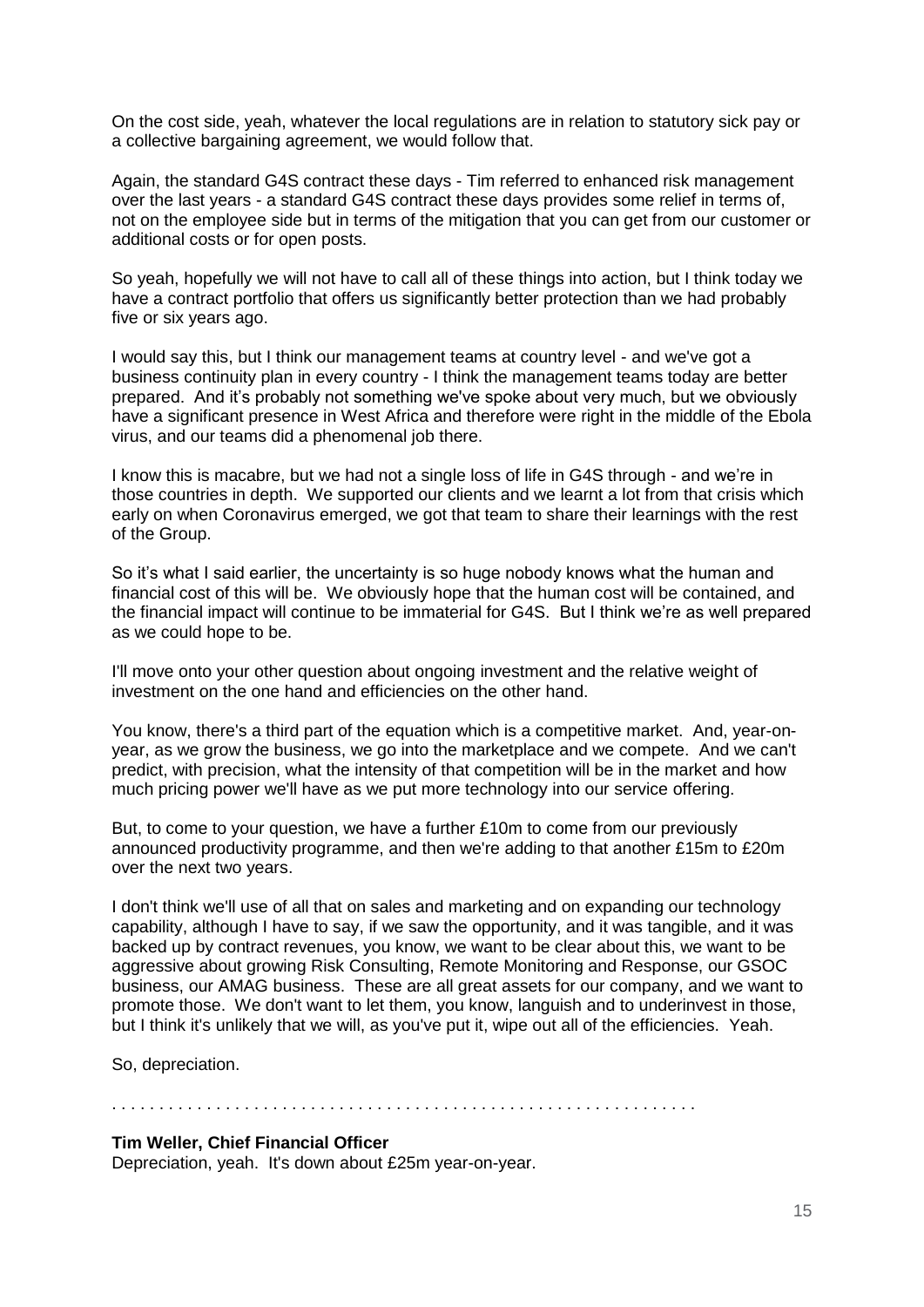On the cost side, yeah, whatever the local regulations are in relation to statutory sick pay or a collective bargaining agreement, we would follow that.

Again, the standard G4S contract these days - Tim referred to enhanced risk management over the last years - a standard G4S contract these days provides some relief in terms of, not on the employee side but in terms of the mitigation that you can get from our customer or additional costs or for open posts.

So yeah, hopefully we will not have to call all of these things into action, but I think today we have a contract portfolio that offers us significantly better protection than we had probably five or six years ago.

I would say this, but I think our management teams at country level - and we've got a business continuity plan in every country - I think the management teams today are better prepared. And it's probably not something we've spoke about very much, but we obviously have a significant presence in West Africa and therefore were right in the middle of the Ebola virus, and our teams did a phenomenal job there.

I know this is macabre, but we had not a single loss of life in G4S through - and we're in those countries in depth. We supported our clients and we learnt a lot from that crisis which early on when Coronavirus emerged, we got that team to share their learnings with the rest of the Group.

So it's what I said earlier, the uncertainty is so huge nobody knows what the human and financial cost of this will be. We obviously hope that the human cost will be contained, and the financial impact will continue to be immaterial for G4S. But I think we're as well prepared as we could hope to be.

I'll move onto your other question about ongoing investment and the relative weight of investment on the one hand and efficiencies on the other hand.

You know, there's a third part of the equation which is a competitive market. And, year-on-year, as we grow the business, we go into the marketplace and we compete. And we can't predict, with precision, what the intensity of that competition will be in the market and how much pricing power we'll have as we put more technology into our service offering.

But, to come to your question, we have a further £10m to come from our previously announced productivity programme, and then we're adding to that another £15m to £20m over the next two years.

I don't think we'll use of all that on sales and marketing and on expanding our technology capability, although I have to say, if we saw the opportunity, and it was tangible, and it was backed up by contract revenues, you know, we want to be clear about this, we want to be aggressive about growing Risk Consulting, Remote Monitoring and Response, our GSOC business, our AMAG business. These are all great assets for our company, and we want to promote those. We don't want to let them, you know, languish and to underinvest in those, but I think it's unlikely that we will, as you've put it, wipe out all of the efficiencies. Yeah.

So, depreciation.

. . . . . . . . . . . . . . . . . . . . . . . . . . . . . . . . . . . . . . . . . . . . . . . . . . . . . . . . . . . . .

**Tim Weller, Chief Financial Officer**
Depreciation, yeah. It's down about £25m year-on-year.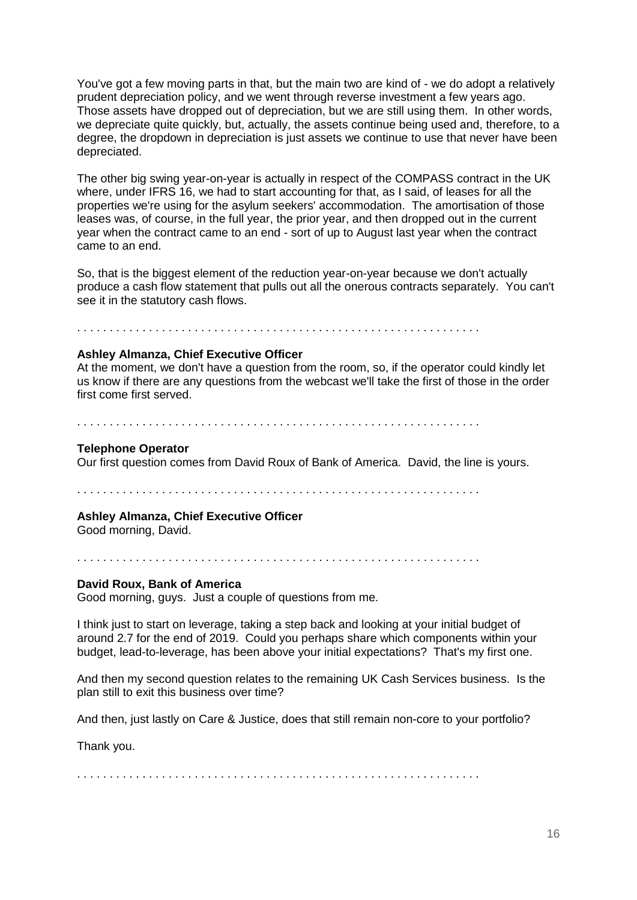You've got a few moving parts in that, but the main two are kind of - we do adopt a relatively prudent depreciation policy, and we went through reverse investment a few years ago. Those assets have dropped out of depreciation, but we are still using them. In other words, we depreciate quite quickly, but, actually, the assets continue being used and, therefore, to a degree, the dropdown in depreciation is just assets we continue to use that never have been depreciated.

The other big swing year-on-year is actually in respect of the COMPASS contract in the UK where, under IFRS 16, we had to start accounting for that, as I said, of leases for all the properties we're using for the asylum seekers' accommodation. The amortisation of those leases was, of course, in the full year, the prior year, and then dropped out in the current year when the contract came to an end - sort of up to August last year when the contract came to an end.

So, that is the biggest element of the reduction year-on-year because we don't actually produce a cash flow statement that pulls out all the onerous contracts separately. You can't see it in the statutory cash flows.

. . . . . . . . . . . . . . . . . . . . . . . . . . . . . . . . . . . . . . . . . . . . . . . . . . . . . . . . . . . . .

**Ashley Almanza, Chief Executive Officer**
At the moment, we don't have a question from the room, so, if the operator could kindly let us know if there are any questions from the webcast we'll take the first of those in the order first come first served.

. . . . . . . . . . . . . . . . . . . . . . . . . . . . . . . . . . . . . . . . . . . . . . . . . . . . . . . . . . . . .

**Telephone Operator**
Our first question comes from David Roux of Bank of America. David, the line is yours.

. . . . . . . . . . . . . . . . . . . . . . . . . . . . . . . . . . . . . . . . . . . . . . . . . . . . . . . . . . . . .

**Ashley Almanza, Chief Executive Officer**
Good morning, David.

. . . . . . . . . . . . . . . . . . . . . . . . . . . . . . . . . . . . . . . . . . . . . . . . . . . . . . . . . . . . .

**David Roux, Bank of America**
Good morning, guys. Just a couple of questions from me.

I think just to start on leverage, taking a step back and looking at your initial budget of around 2.7 for the end of 2019. Could you perhaps share which components within your budget, lead-to-leverage, has been above your initial expectations? That's my first one.

And then my second question relates to the remaining UK Cash Services business. Is the plan still to exit this business over time?

And then, just lastly on Care & Justice, does that still remain non-core to your portfolio?

Thank you.

. . . . . . . . . . . . . . . . . . . . . . . . . . . . . . . . . . . . . . . . . . . . . . . . . . . . . . . . . . . . .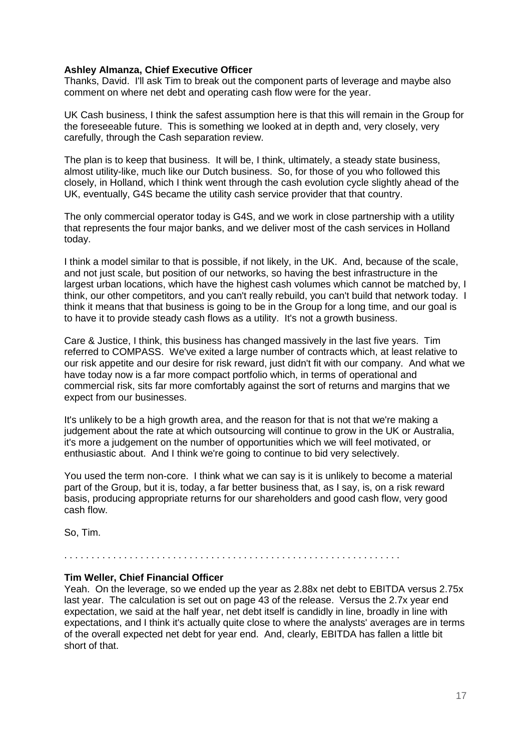**Ashley Almanza, Chief Executive Officer**
Thanks, David. I'll ask Tim to break out the component parts of leverage and maybe also comment on where net debt and operating cash flow were for the year.

UK Cash business, I think the safest assumption here is that this will remain in the Group for the foreseeable future. This is something we looked at in depth and, very closely, very carefully, through the Cash separation review.

The plan is to keep that business. It will be, I think, ultimately, a steady state business, almost utility-like, much like our Dutch business. So, for those of you who followed this closely, in Holland, which I think went through the cash evolution cycle slightly ahead of the UK, eventually, G4S became the utility cash service provider that that country.

The only commercial operator today is G4S, and we work in close partnership with a utility that represents the four major banks, and we deliver most of the cash services in Holland today.

I think a model similar to that is possible, if not likely, in the UK. And, because of the scale, and not just scale, but position of our networks, so having the best infrastructure in the largest urban locations, which have the highest cash volumes which cannot be matched by, I think, our other competitors, and you can't really rebuild, you can't build that network today. I think it means that that business is going to be in the Group for a long time, and our goal is to have it to provide steady cash flows as a utility. It's not a growth business.

Care & Justice, I think, this business has changed massively in the last five years. Tim referred to COMPASS. We've exited a large number of contracts which, at least relative to our risk appetite and our desire for risk reward, just didn't fit with our company. And what we have today now is a far more compact portfolio which, in terms of operational and commercial risk, sits far more comfortably against the sort of returns and margins that we expect from our businesses.

It's unlikely to be a high growth area, and the reason for that is not that we're making a judgement about the rate at which outsourcing will continue to grow in the UK or Australia, it's more a judgement on the number of opportunities which we will feel motivated, or enthusiastic about. And I think we're going to continue to bid very selectively.

You used the term non-core. I think what we can say is it is unlikely to become a material part of the Group, but it is, today, a far better business that, as I say, is, on a risk reward basis, producing appropriate returns for our shareholders and good cash flow, very good cash flow.

So, Tim.

. . . . . . . . . . . . . . . . . . . . . . . . . . . . . . . . . . . . . . . . . . . . . . . . . . . . . . . . . . . . .

**Tim Weller, Chief Financial Officer**
Yeah. On the leverage, so we ended up the year as 2.88x net debt to EBITDA versus 2.75x last year. The calculation is set out on page 43 of the release. Versus the 2.7x year end expectation, we said at the half year, net debt itself is candidly in line, broadly in line with expectations, and I think it's actually quite close to where the analysts' averages are in terms of the overall expected net debt for year end. And, clearly, EBITDA has fallen a little bit short of that.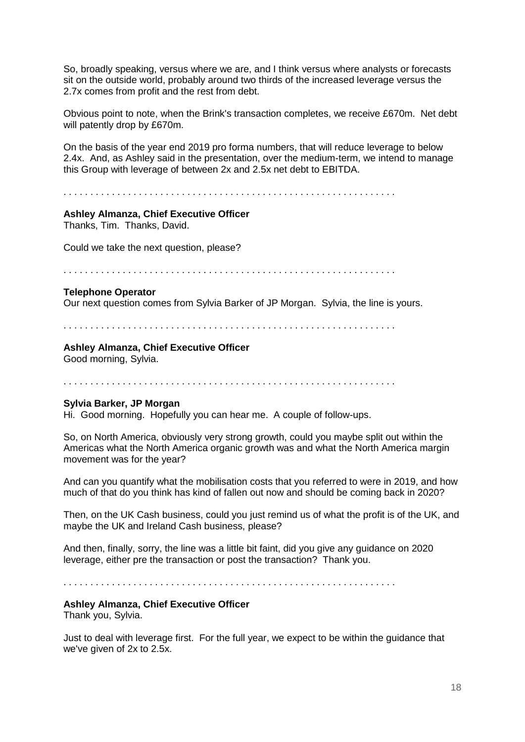So, broadly speaking, versus where we are, and I think versus where analysts or forecasts sit on the outside world, probably around two thirds of the increased leverage versus the 2.7x comes from profit and the rest from debt.

Obvious point to note, when the Brink's transaction completes, we receive £670m. Net debt will patently drop by £670m.

On the basis of the year end 2019 pro forma numbers, that will reduce leverage to below 2.4x. And, as Ashley said in the presentation, over the medium-term, we intend to manage this Group with leverage of between 2x and 2.5x net debt to EBITDA.

. . . . . . . . . . . . . . . . . . . . . . . . . . . . . . . . . . . . . . . . . . . . . . . . . . . . . . . . . . . . .

**Ashley Almanza, Chief Executive Officer**
Thanks, Tim. Thanks, David.

Could we take the next question, please?

. . . . . . . . . . . . . . . . . . . . . . . . . . . . . . . . . . . . . . . . . . . . . . . . . . . . . . . . . . . . .

**Telephone Operator**
Our next question comes from Sylvia Barker of JP Morgan. Sylvia, the line is yours.

. . . . . . . . . . . . . . . . . . . . . . . . . . . . . . . . . . . . . . . . . . . . . . . . . . . . . . . . . . . . .

**Ashley Almanza, Chief Executive Officer**
Good morning, Sylvia.

. . . . . . . . . . . . . . . . . . . . . . . . . . . . . . . . . . . . . . . . . . . . . . . . . . . . . . . . . . . . .

**Sylvia Barker, JP Morgan**
Hi. Good morning. Hopefully you can hear me. A couple of follow-ups.

So, on North America, obviously very strong growth, could you maybe split out within the Americas what the North America organic growth was and what the North America margin movement was for the year?

And can you quantify what the mobilisation costs that you referred to were in 2019, and how much of that do you think has kind of fallen out now and should be coming back in 2020?

Then, on the UK Cash business, could you just remind us of what the profit is of the UK, and maybe the UK and Ireland Cash business, please?

And then, finally, sorry, the line was a little bit faint, did you give any guidance on 2020 leverage, either pre the transaction or post the transaction? Thank you.

. . . . . . . . . . . . . . . . . . . . . . . . . . . . . . . . . . . . . . . . . . . . . . . . . . . . . . . . . . . . .

**Ashley Almanza, Chief Executive Officer**
Thank you, Sylvia.

Just to deal with leverage first. For the full year, we expect to be within the guidance that we've given of 2x to 2.5x.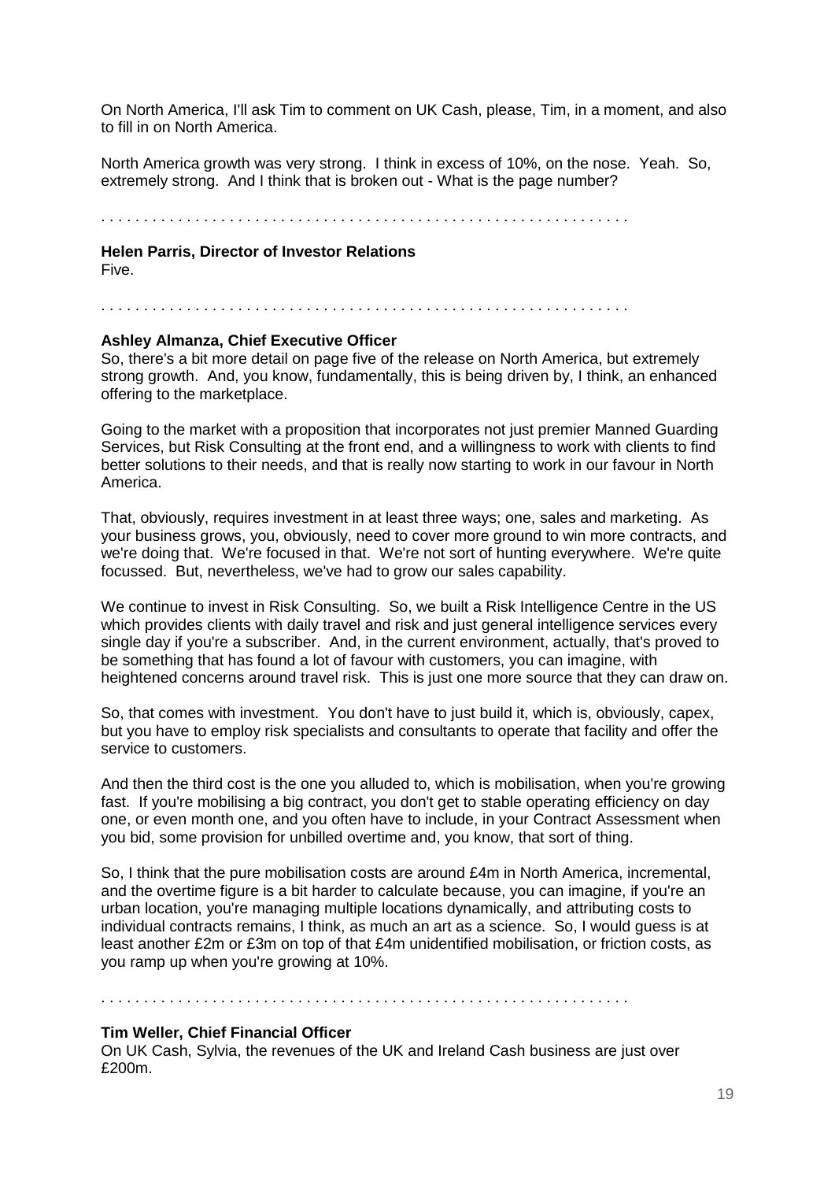On North America, I'll ask Tim to comment on UK Cash, please, Tim, in a moment, and also to fill in on North America.

North America growth was very strong. I think in excess of 10%, on the nose. Yeah. So, extremely strong. And I think that is broken out - What is the page number?

. . . . . . . . . . . . . . . . . . . . . . . . . . . . . . . . . . . . . . . . . . . . . . . . . . . . . . . . . . . . .

**Helen Parris, Director of Investor Relations**
Five.

. . . . . . . . . . . . . . . . . . . . . . . . . . . . . . . . . . . . . . . . . . . . . . . . . . . . . . . . . . . . .

**Ashley Almanza, Chief Executive Officer**
So, there's a bit more detail on page five of the release on North America, but extremely strong growth. And, you know, fundamentally, this is being driven by, I think, an enhanced offering to the marketplace.

Going to the market with a proposition that incorporates not just premier Manned Guarding Services, but Risk Consulting at the front end, and a willingness to work with clients to find better solutions to their needs, and that is really now starting to work in our favour in North America.

That, obviously, requires investment in at least three ways; one, sales and marketing. As your business grows, you, obviously, need to cover more ground to win more contracts, and we're doing that. We're focused in that. We're not sort of hunting everywhere. We're quite focussed. But, nevertheless, we've had to grow our sales capability.

We continue to invest in Risk Consulting. So, we built a Risk Intelligence Centre in the US which provides clients with daily travel and risk and just general intelligence services every single day if you're a subscriber. And, in the current environment, actually, that's proved to be something that has found a lot of favour with customers, you can imagine, with heightened concerns around travel risk. This is just one more source that they can draw on.

So, that comes with investment. You don't have to just build it, which is, obviously, capex, but you have to employ risk specialists and consultants to operate that facility and offer the service to customers.

And then the third cost is the one you alluded to, which is mobilisation, when you're growing fast. If you're mobilising a big contract, you don't get to stable operating efficiency on day one, or even month one, and you often have to include, in your Contract Assessment when you bid, some provision for unbilled overtime and, you know, that sort of thing.

So, I think that the pure mobilisation costs are around £4m in North America, incremental, and the overtime figure is a bit harder to calculate because, you can imagine, if you're an urban location, you're managing multiple locations dynamically, and attributing costs to individual contracts remains, I think, as much an art as a science. So, I would guess is at least another £2m or £3m on top of that £4m unidentified mobilisation, or friction costs, as you ramp up when you're growing at 10%.

. . . . . . . . . . . . . . . . . . . . . . . . . . . . . . . . . . . . . . . . . . . . . . . . . . . . . . . . . . . . .

**Tim Weller, Chief Financial Officer**
On UK Cash, Sylvia, the revenues of the UK and Ireland Cash business are just over £200m.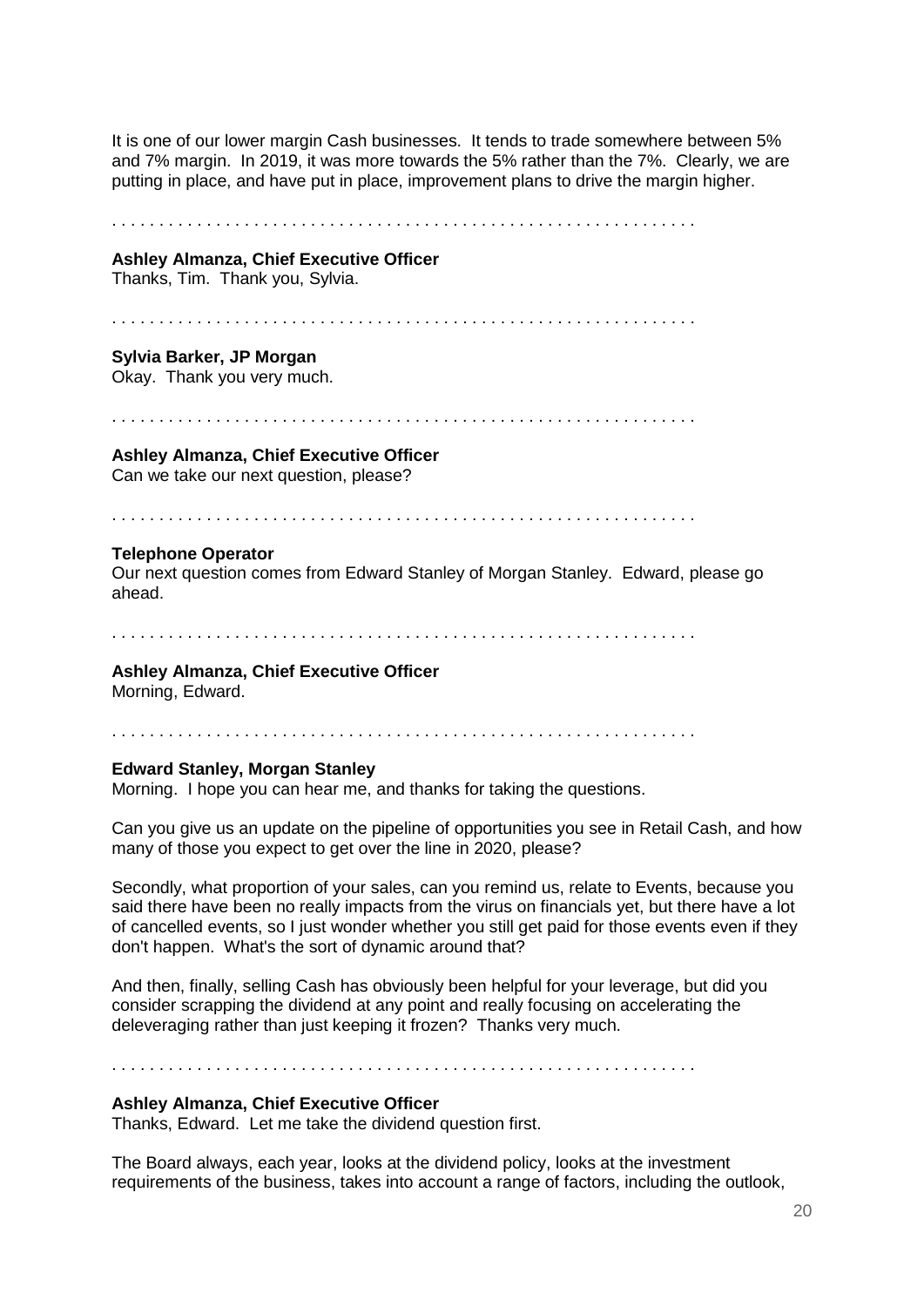It is one of our lower margin Cash businesses. It tends to trade somewhere between 5% and 7% margin. In 2019, it was more towards the 5% rather than the 7%. Clearly, we are putting in place, and have put in place, improvement plans to drive the margin higher.

. . . . . . . . . . . . . . . . . . . . . . . . . . . . . . . . . . . . . . . . . . . . . . . . . . . . . . . . . . . . .

**Ashley Almanza, Chief Executive Officer**
Thanks, Tim. Thank you, Sylvia.

. . . . . . . . . . . . . . . . . . . . . . . . . . . . . . . . . . . . . . . . . . . . . . . . . . . . . . . . . . . . .

**Sylvia Barker, JP Morgan**
Okay. Thank you very much.

. . . . . . . . . . . . . . . . . . . . . . . . . . . . . . . . . . . . . . . . . . . . . . . . . . . . . . . . . . . . .

**Ashley Almanza, Chief Executive Officer**
Can we take our next question, please?

. . . . . . . . . . . . . . . . . . . . . . . . . . . . . . . . . . . . . . . . . . . . . . . . . . . . . . . . . . . . .

**Telephone Operator**
Our next question comes from Edward Stanley of Morgan Stanley. Edward, please go ahead.

. . . . . . . . . . . . . . . . . . . . . . . . . . . . . . . . . . . . . . . . . . . . . . . . . . . . . . . . . . . . .

**Ashley Almanza, Chief Executive Officer**
Morning, Edward.

. . . . . . . . . . . . . . . . . . . . . . . . . . . . . . . . . . . . . . . . . . . . . . . . . . . . . . . . . . . . .

**Edward Stanley, Morgan Stanley**
Morning. I hope you can hear me, and thanks for taking the questions.

Can you give us an update on the pipeline of opportunities you see in Retail Cash, and how many of those you expect to get over the line in 2020, please?

Secondly, what proportion of your sales, can you remind us, relate to Events, because you said there have been no really impacts from the virus on financials yet, but there have a lot of cancelled events, so I just wonder whether you still get paid for those events even if they don't happen. What's the sort of dynamic around that?

And then, finally, selling Cash has obviously been helpful for your leverage, but did you consider scrapping the dividend at any point and really focusing on accelerating the deleveraging rather than just keeping it frozen? Thanks very much.

. . . . . . . . . . . . . . . . . . . . . . . . . . . . . . . . . . . . . . . . . . . . . . . . . . . . . . . . . . . . .

**Ashley Almanza, Chief Executive Officer**
Thanks, Edward. Let me take the dividend question first.

The Board always, each year, looks at the dividend policy, looks at the investment requirements of the business, takes into account a range of factors, including the outlook,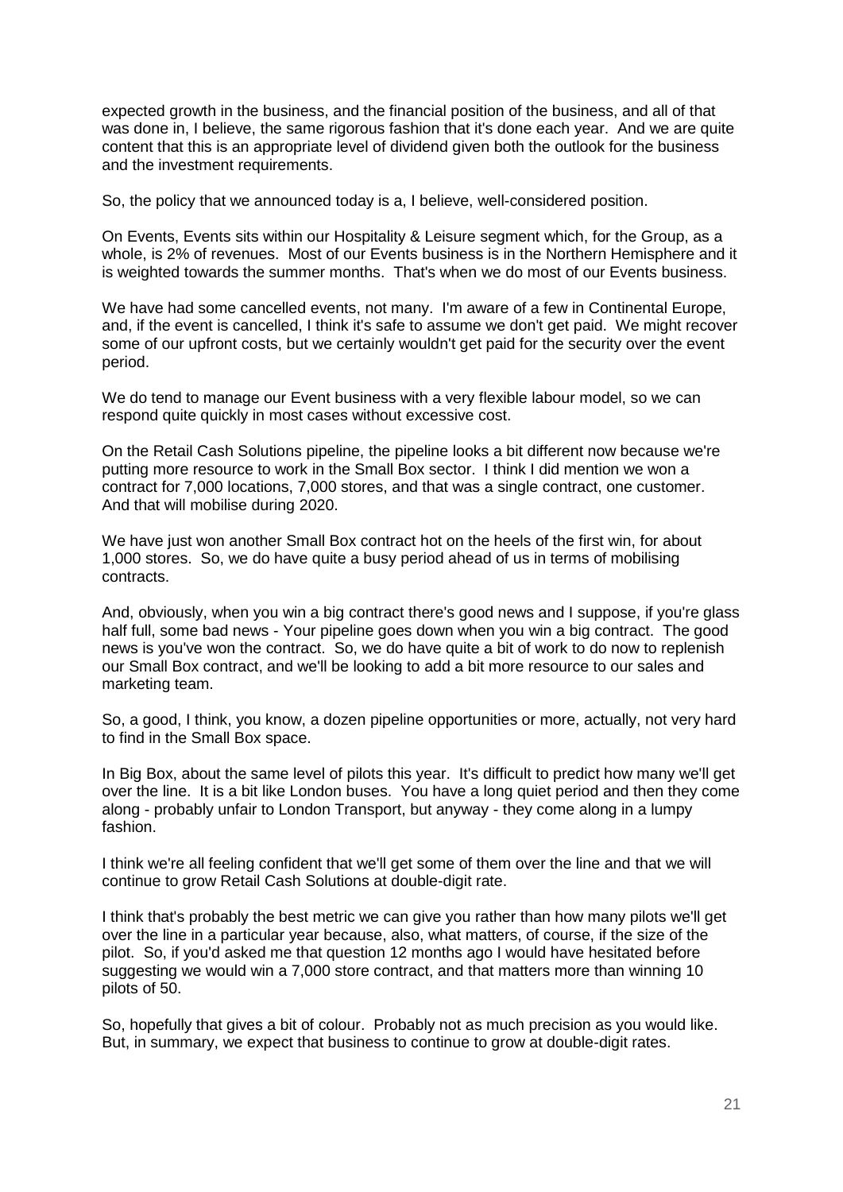expected growth in the business, and the financial position of the business, and all of that was done in, I believe, the same rigorous fashion that it's done each year. And we are quite content that this is an appropriate level of dividend given both the outlook for the business and the investment requirements.

So, the policy that we announced today is a, I believe, well-considered position.

On Events, Events sits within our Hospitality & Leisure segment which, for the Group, as a whole, is 2% of revenues. Most of our Events business is in the Northern Hemisphere and it is weighted towards the summer months. That's when we do most of our Events business.

We have had some cancelled events, not many. I'm aware of a few in Continental Europe, and, if the event is cancelled, I think it's safe to assume we don't get paid. We might recover some of our upfront costs, but we certainly wouldn't get paid for the security over the event period.

We do tend to manage our Event business with a very flexible labour model, so we can respond quite quickly in most cases without excessive cost.

On the Retail Cash Solutions pipeline, the pipeline looks a bit different now because we're putting more resource to work in the Small Box sector. I think I did mention we won a contract for 7,000 locations, 7,000 stores, and that was a single contract, one customer. And that will mobilise during 2020.

We have just won another Small Box contract hot on the heels of the first win, for about 1,000 stores. So, we do have quite a busy period ahead of us in terms of mobilising contracts.

And, obviously, when you win a big contract there's good news and I suppose, if you're glass half full, some bad news - Your pipeline goes down when you win a big contract. The good news is you've won the contract. So, we do have quite a bit of work to do now to replenish our Small Box contract, and we'll be looking to add a bit more resource to our sales and marketing team.

So, a good, I think, you know, a dozen pipeline opportunities or more, actually, not very hard to find in the Small Box space.

In Big Box, about the same level of pilots this year. It's difficult to predict how many we'll get over the line. It is a bit like London buses. You have a long quiet period and then they come along - probably unfair to London Transport, but anyway - they come along in a lumpy fashion.

I think we're all feeling confident that we'll get some of them over the line and that we will continue to grow Retail Cash Solutions at double-digit rate.

I think that's probably the best metric we can give you rather than how many pilots we'll get over the line in a particular year because, also, what matters, of course, if the size of the pilot. So, if you'd asked me that question 12 months ago I would have hesitated before suggesting we would win a 7,000 store contract, and that matters more than winning 10 pilots of 50.

So, hopefully that gives a bit of colour. Probably not as much precision as you would like. But, in summary, we expect that business to continue to grow at double-digit rates.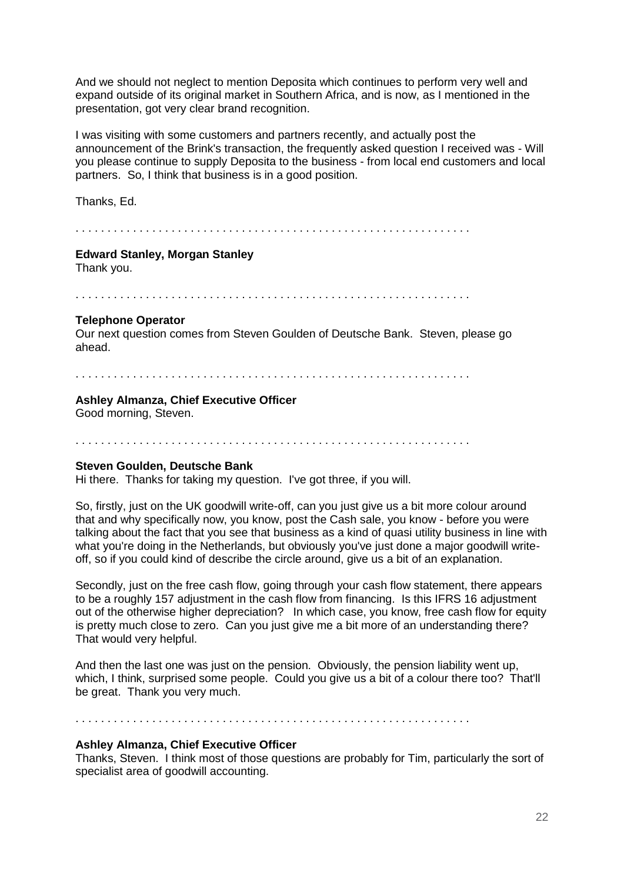And we should not neglect to mention Deposita which continues to perform very well and expand outside of its original market in Southern Africa, and is now, as I mentioned in the presentation, got very clear brand recognition.

I was visiting with some customers and partners recently, and actually post the announcement of the Brink's transaction, the frequently asked question I received was - Will you please continue to supply Deposita to the business - from local end customers and local partners. So, I think that business is in a good position.

Thanks, Ed.

. . . . . . . . . . . . . . . . . . . . . . . . . . . . . . . . . . . . . . . . . . . . . . . . . . . . . . . . . . . . .

**Edward Stanley, Morgan Stanley**
Thank you.

. . . . . . . . . . . . . . . . . . . . . . . . . . . . . . . . . . . . . . . . . . . . . . . . . . . . . . . . . . . . . .

**Telephone Operator**
Our next question comes from Steven Goulden of Deutsche Bank. Steven, please go ahead.

. . . . . . . . . . . . . . . . . . . . . . . . . . . . . . . . . . . . . . . . . . . . . . . . . . . . . . . . . . . . . .

**Ashley Almanza, Chief Executive Officer**
Good morning, Steven.

. . . . . . . . . . . . . . . . . . . . . . . . . . . . . . . . . . . . . . . . . . . . . . . . . . . . . . . . . . . . . .

**Steven Goulden, Deutsche Bank**
Hi there. Thanks for taking my question. I've got three, if you will.

So, firstly, just on the UK goodwill write-off, can you just give us a bit more colour around that and why specifically now, you know, post the Cash sale, you know - before you were talking about the fact that you see that business as a kind of quasi utility business in line with what you're doing in the Netherlands, but obviously you've just done a major goodwill write-off, so if you could kind of describe the circle around, give us a bit of an explanation.

Secondly, just on the free cash flow, going through your cash flow statement, there appears to be a roughly 157 adjustment in the cash flow from financing. Is this IFRS 16 adjustment out of the otherwise higher depreciation? In which case, you know, free cash flow for equity is pretty much close to zero. Can you just give me a bit more of an understanding there? That would very helpful.

And then the last one was just on the pension. Obviously, the pension liability went up, which, I think, surprised some people. Could you give us a bit of a colour there too? That'll be great. Thank you very much.

. . . . . . . . . . . . . . . . . . . . . . . . . . . . . . . . . . . . . . . . . . . . . . . . . . . . . . . . . . . . . .

**Ashley Almanza, Chief Executive Officer**
Thanks, Steven. I think most of those questions are probably for Tim, particularly the sort of specialist area of goodwill accounting.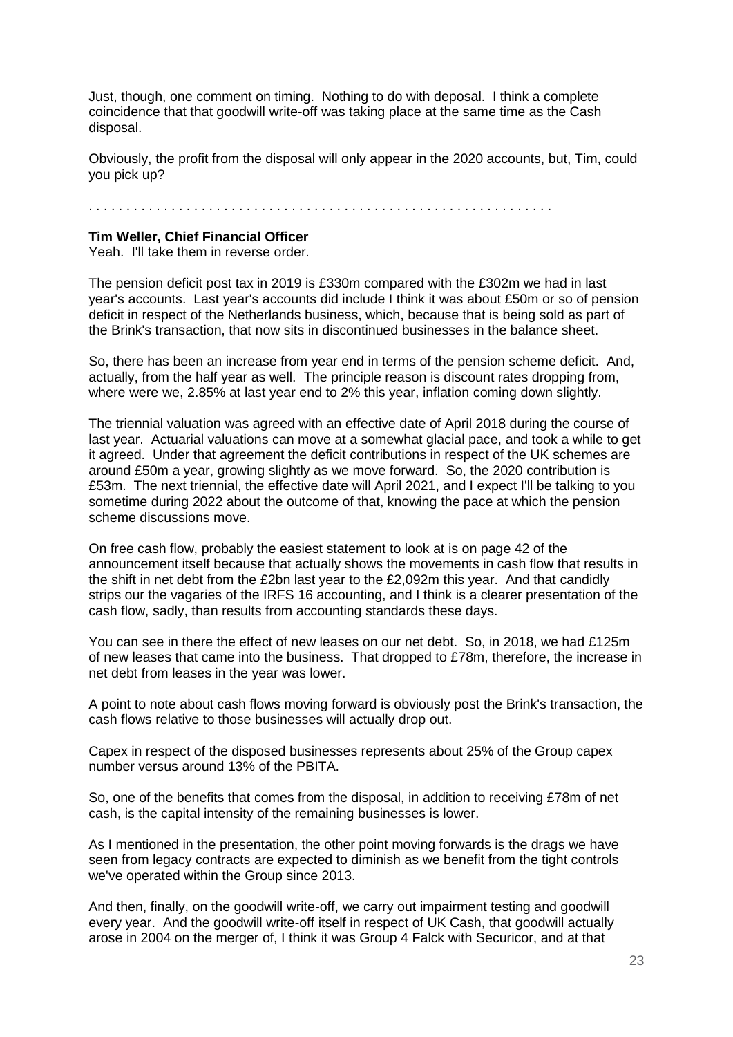Just, though, one comment on timing. Nothing to do with deposal. I think a complete coincidence that that goodwill write-off was taking place at the same time as the Cash disposal.

Obviously, the profit from the disposal will only appear in the 2020 accounts, but, Tim, could you pick up?

. . . . . . . . . . . . . . . . . . . . . . . . . . . . . . . . . . . . . . . . . . . . . . . . . . . . . . . . . . . . . .

**Tim Weller, Chief Financial Officer**
Yeah. I'll take them in reverse order.

The pension deficit post tax in 2019 is £330m compared with the £302m we had in last year's accounts. Last year's accounts did include I think it was about £50m or so of pension deficit in respect of the Netherlands business, which, because that is being sold as part of the Brink's transaction, that now sits in discontinued businesses in the balance sheet.

So, there has been an increase from year end in terms of the pension scheme deficit. And, actually, from the half year as well. The principle reason is discount rates dropping from, where were we, 2.85% at last year end to 2% this year, inflation coming down slightly.

The triennial valuation was agreed with an effective date of April 2018 during the course of last year. Actuarial valuations can move at a somewhat glacial pace, and took a while to get it agreed. Under that agreement the deficit contributions in respect of the UK schemes are around £50m a year, growing slightly as we move forward. So, the 2020 contribution is £53m. The next triennial, the effective date will April 2021, and I expect I'll be talking to you sometime during 2022 about the outcome of that, knowing the pace at which the pension scheme discussions move.

On free cash flow, probably the easiest statement to look at is on page 42 of the announcement itself because that actually shows the movements in cash flow that results in the shift in net debt from the £2bn last year to the £2,092m this year. And that candidly strips our the vagaries of the IRFS 16 accounting, and I think is a clearer presentation of the cash flow, sadly, than results from accounting standards these days.

You can see in there the effect of new leases on our net debt. So, in 2018, we had £125m of new leases that came into the business. That dropped to £78m, therefore, the increase in net debt from leases in the year was lower.

A point to note about cash flows moving forward is obviously post the Brink's transaction, the cash flows relative to those businesses will actually drop out.

Capex in respect of the disposed businesses represents about 25% of the Group capex number versus around 13% of the PBITA.

So, one of the benefits that comes from the disposal, in addition to receiving £78m of net cash, is the capital intensity of the remaining businesses is lower.

As I mentioned in the presentation, the other point moving forwards is the drags we have seen from legacy contracts are expected to diminish as we benefit from the tight controls we've operated within the Group since 2013.

And then, finally, on the goodwill write-off, we carry out impairment testing and goodwill every year. And the goodwill write-off itself in respect of UK Cash, that goodwill actually arose in 2004 on the merger of, I think it was Group 4 Falck with Securicor, and at that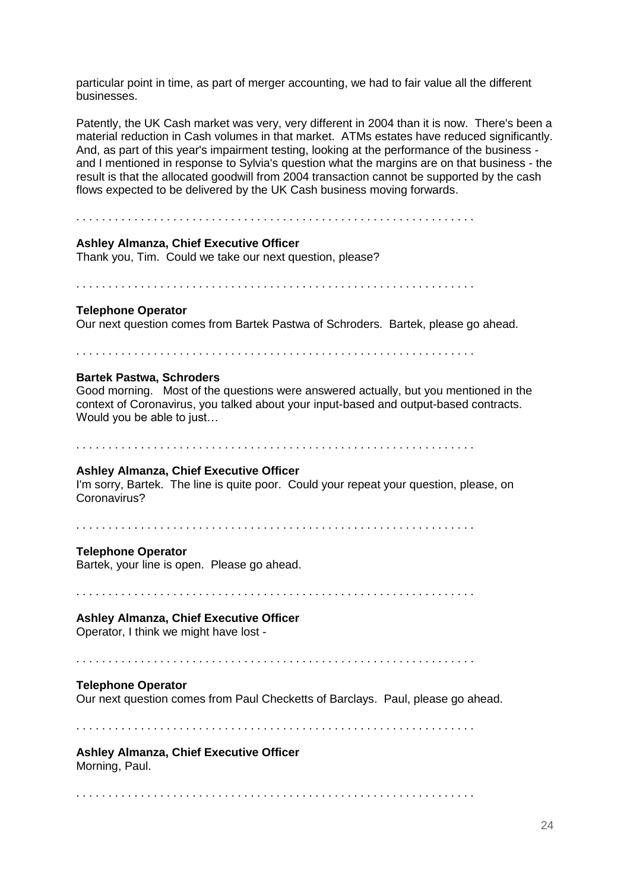particular point in time, as part of merger accounting, we had to fair value all the different businesses.

Patently, the UK Cash market was very, very different in 2004 than it is now. There's been a material reduction in Cash volumes in that market. ATMs estates have reduced significantly. And, as part of this year's impairment testing, looking at the performance of the business - and I mentioned in response to Sylvia's question what the margins are on that business - the result is that the allocated goodwill from 2004 transaction cannot be supported by the cash flows expected to be delivered by the UK Cash business moving forwards.

. . . . . . . . . . . . . . . . . . . . . . . . . . . . . . . . . . . . . . . . . . . . . . . . . . . . . . . . . . . . . .

**Ashley Almanza, Chief Executive Officer**
Thank you, Tim. Could we take our next question, please?

. . . . . . . . . . . . . . . . . . . . . . . . . . . . . . . . . . . . . . . . . . . . . . . . . . . . . . . . . . . . . .

**Telephone Operator**
Our next question comes from Bartek Pastwa of Schroders. Bartek, please go ahead.

. . . . . . . . . . . . . . . . . . . . . . . . . . . . . . . . . . . . . . . . . . . . . . . . . . . . . . . . . . . . . .

**Bartek Pastwa, Schroders**
Good morning. Most of the questions were answered actually, but you mentioned in the context of Coronavirus, you talked about your input-based and output-based contracts. Would you be able to just…

. . . . . . . . . . . . . . . . . . . . . . . . . . . . . . . . . . . . . . . . . . . . . . . . . . . . . . . . . . . . . .

**Ashley Almanza, Chief Executive Officer**
I'm sorry, Bartek. The line is quite poor. Could your repeat your question, please, on Coronavirus?

. . . . . . . . . . . . . . . . . . . . . . . . . . . . . . . . . . . . . . . . . . . . . . . . . . . . . . . . . . . . . .

**Telephone Operator**
Bartek, your line is open. Please go ahead.

. . . . . . . . . . . . . . . . . . . . . . . . . . . . . . . . . . . . . . . . . . . . . . . . . . . . . . . . . . . . . .

**Ashley Almanza, Chief Executive Officer**
Operator, I think we might have lost -

. . . . . . . . . . . . . . . . . . . . . . . . . . . . . . . . . . . . . . . . . . . . . . . . . . . . . . . . . . . . . .

**Telephone Operator**
Our next question comes from Paul Checketts of Barclays. Paul, please go ahead.

. . . . . . . . . . . . . . . . . . . . . . . . . . . . . . . . . . . . . . . . . . . . . . . . . . . . . . . . . . . . . .

**Ashley Almanza, Chief Executive Officer**
Morning, Paul.

. . . . . . . . . . . . . . . . . . . . . . . . . . . . . . . . . . . . . . . . . . . . . . . . . . . . . . . . . . . . . .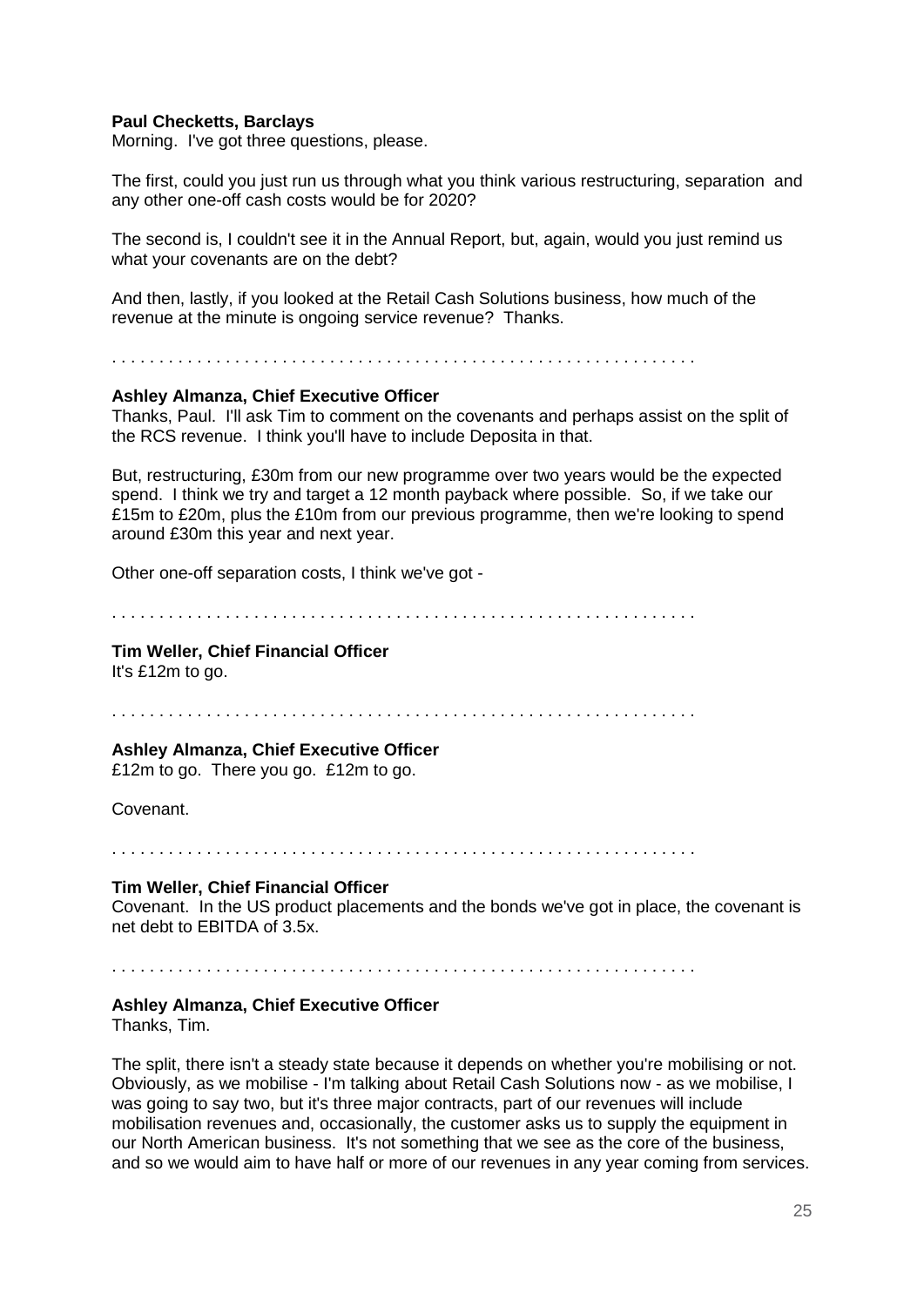**Paul Checketts, Barclays**
Morning. I've got three questions, please.

The first, could you just run us through what you think various restructuring, separation and any other one-off cash costs would be for 2020?

The second is, I couldn't see it in the Annual Report, but, again, would you just remind us what your covenants are on the debt?

And then, lastly, if you looked at the Retail Cash Solutions business, how much of the revenue at the minute is ongoing service revenue? Thanks.

. . . . . . . . . . . . . . . . . . . . . . . . . . . . . . . . . . . . . . . . . . . . . . . . . . . . . . . . . . . . . .

**Ashley Almanza, Chief Executive Officer**
Thanks, Paul. I'll ask Tim to comment on the covenants and perhaps assist on the split of the RCS revenue. I think you'll have to include Deposita in that.

But, restructuring, £30m from our new programme over two years would be the expected spend. I think we try and target a 12 month payback where possible. So, if we take our £15m to £20m, plus the £10m from our previous programme, then we're looking to spend around £30m this year and next year.

Other one-off separation costs, I think we've got -

. . . . . . . . . . . . . . . . . . . . . . . . . . . . . . . . . . . . . . . . . . . . . . . . . . . . . . . . . . . . . .

**Tim Weller, Chief Financial Officer**
It's £12m to go.

. . . . . . . . . . . . . . . . . . . . . . . . . . . . . . . . . . . . . . . . . . . . . . . . . . . . . . . . . . . . . .

**Ashley Almanza, Chief Executive Officer**
£12m to go. There you go. £12m to go.

Covenant.

. . . . . . . . . . . . . . . . . . . . . . . . . . . . . . . . . . . . . . . . . . . . . . . . . . . . . . . . . . . . . .

**Tim Weller, Chief Financial Officer**
Covenant. In the US product placements and the bonds we've got in place, the covenant is net debt to EBITDA of 3.5x.

. . . . . . . . . . . . . . . . . . . . . . . . . . . . . . . . . . . . . . . . . . . . . . . . . . . . . . . . . . . . . .

**Ashley Almanza, Chief Executive Officer**
Thanks, Tim.

The split, there isn't a steady state because it depends on whether you're mobilising or not. Obviously, as we mobilise - I'm talking about Retail Cash Solutions now - as we mobilise, I was going to say two, but it's three major contracts, part of our revenues will include mobilisation revenues and, occasionally, the customer asks us to supply the equipment in our North American business. It's not something that we see as the core of the business, and so we would aim to have half or more of our revenues in any year coming from services.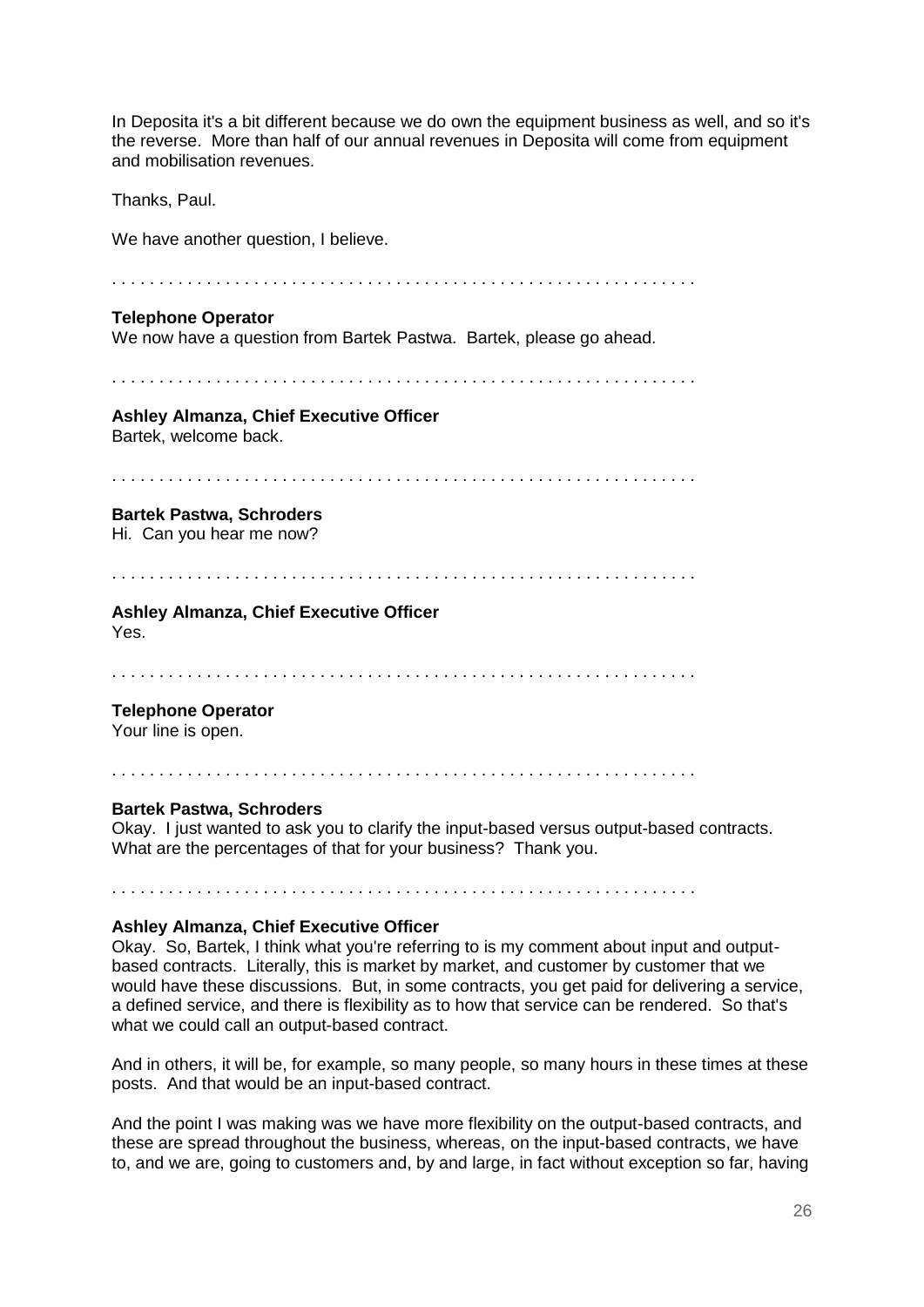In Deposita it's a bit different because we do own the equipment business as well, and so it's the reverse. More than half of our annual revenues in Deposita will come from equipment and mobilisation revenues.

Thanks, Paul.

We have another question, I believe.

. . . . . . . . . . . . . . . . . . . . . . . . . . . . . . . . . . . . . . . . . . . . . . . . . . . . . . . . . . . . .

**Telephone Operator**
We now have a question from Bartek Pastwa. Bartek, please go ahead.

. . . . . . . . . . . . . . . . . . . . . . . . . . . . . . . . . . . . . . . . . . . . . . . . . . . . . . . . . . . . .

**Ashley Almanza, Chief Executive Officer**
Bartek, welcome back.

. . . . . . . . . . . . . . . . . . . . . . . . . . . . . . . . . . . . . . . . . . . . . . . . . . . . . . . . . . . . .

**Bartek Pastwa, Schroders**
Hi. Can you hear me now?

. . . . . . . . . . . . . . . . . . . . . . . . . . . . . . . . . . . . . . . . . . . . . . . . . . . . . . . . . . . . .

**Ashley Almanza, Chief Executive Officer**
Yes.

. . . . . . . . . . . . . . . . . . . . . . . . . . . . . . . . . . . . . . . . . . . . . . . . . . . . . . . . . . . . .

**Telephone Operator**
Your line is open.

. . . . . . . . . . . . . . . . . . . . . . . . . . . . . . . . . . . . . . . . . . . . . . . . . . . . . . . . . . . . .

**Bartek Pastwa, Schroders**
Okay. I just wanted to ask you to clarify the input-based versus output-based contracts. What are the percentages of that for your business? Thank you.

. . . . . . . . . . . . . . . . . . . . . . . . . . . . . . . . . . . . . . . . . . . . . . . . . . . . . . . . . . . . .

**Ashley Almanza, Chief Executive Officer**
Okay. So, Bartek, I think what you're referring to is my comment about input and output-based contracts. Literally, this is market by market, and customer by customer that we would have these discussions. But, in some contracts, you get paid for delivering a service, a defined service, and there is flexibility as to how that service can be rendered. So that's what we could call an output-based contract.

And in others, it will be, for example, so many people, so many hours in these times at these posts. And that would be an input-based contract.

And the point I was making was we have more flexibility on the output-based contracts, and these are spread throughout the business, whereas, on the input-based contracts, we have to, and we are, going to customers and, by and large, in fact without exception so far, having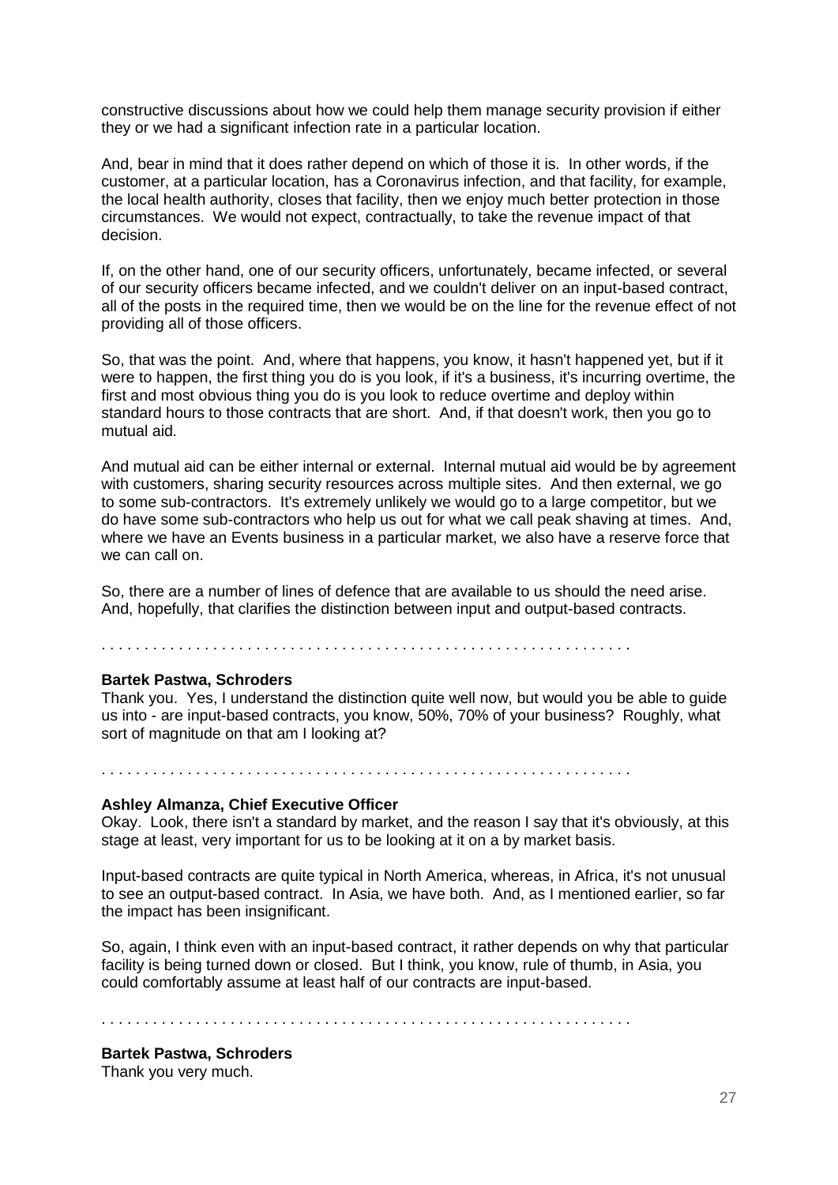constructive discussions about how we could help them manage security provision if either they or we had a significant infection rate in a particular location.

And, bear in mind that it does rather depend on which of those it is. In other words, if the customer, at a particular location, has a Coronavirus infection, and that facility, for example, the local health authority, closes that facility, then we enjoy much better protection in those circumstances. We would not expect, contractually, to take the revenue impact of that decision.

If, on the other hand, one of our security officers, unfortunately, became infected, or several of our security officers became infected, and we couldn't deliver on an input-based contract, all of the posts in the required time, then we would be on the line for the revenue effect of not providing all of those officers.

So, that was the point. And, where that happens, you know, it hasn't happened yet, but if it were to happen, the first thing you do is you look, if it's a business, it's incurring overtime, the first and most obvious thing you do is you look to reduce overtime and deploy within standard hours to those contracts that are short. And, if that doesn't work, then you go to mutual aid.

And mutual aid can be either internal or external. Internal mutual aid would be by agreement with customers, sharing security resources across multiple sites. And then external, we go to some sub-contractors. It's extremely unlikely we would go to a large competitor, but we do have some sub-contractors who help us out for what we call peak shaving at times. And, where we have an Events business in a particular market, we also have a reserve force that we can call on.

So, there are a number of lines of defence that are available to us should the need arise. And, hopefully, that clarifies the distinction between input and output-based contracts.

. . . . . . . . . . . . . . . . . . . . . . . . . . . . . . . . . . . . . . . . . . . . . . . . . . . . . . . . . . . . .

**Bartek Pastwa, Schroders**
Thank you. Yes, I understand the distinction quite well now, but would you be able to guide us into - are input-based contracts, you know, 50%, 70% of your business? Roughly, what sort of magnitude on that am I looking at?

. . . . . . . . . . . . . . . . . . . . . . . . . . . . . . . . . . . . . . . . . . . . . . . . . . . . . . . . . . . . .

**Ashley Almanza, Chief Executive Officer**
Okay. Look, there isn't a standard by market, and the reason I say that it's obviously, at this stage at least, very important for us to be looking at it on a by market basis.

Input-based contracts are quite typical in North America, whereas, in Africa, it's not unusual to see an output-based contract. In Asia, we have both. And, as I mentioned earlier, so far the impact has been insignificant.

So, again, I think even with an input-based contract, it rather depends on why that particular facility is being turned down or closed. But I think, you know, rule of thumb, in Asia, you could comfortably assume at least half of our contracts are input-based.

. . . . . . . . . . . . . . . . . . . . . . . . . . . . . . . . . . . . . . . . . . . . . . . . . . . . . . . . . . . . .

**Bartek Pastwa, Schroders**
Thank you very much.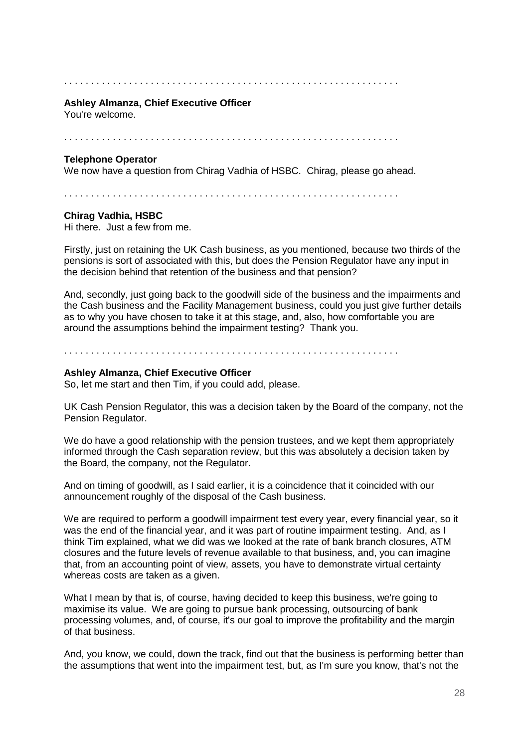. . . . . . . . . . . . . . . . . . . . . . . . . . . . . . . . . . . . . . . . . . . . . . . . . . . . . . . . . . . . .

**Ashley Almanza, Chief Executive Officer**
You're welcome.

. . . . . . . . . . . . . . . . . . . . . . . . . . . . . . . . . . . . . . . . . . . . . . . . . . . . . . . . . . . . .

**Telephone Operator**
We now have a question from Chirag Vadhia of HSBC. Chirag, please go ahead.

. . . . . . . . . . . . . . . . . . . . . . . . . . . . . . . . . . . . . . . . . . . . . . . . . . . . . . . . . . . . .

**Chirag Vadhia, HSBC**
Hi there. Just a few from me.

Firstly, just on retaining the UK Cash business, as you mentioned, because two thirds of the pensions is sort of associated with this, but does the Pension Regulator have any input in the decision behind that retention of the business and that pension?

And, secondly, just going back to the goodwill side of the business and the impairments and the Cash business and the Facility Management business, could you just give further details as to why you have chosen to take it at this stage, and, also, how comfortable you are around the assumptions behind the impairment testing? Thank you.

. . . . . . . . . . . . . . . . . . . . . . . . . . . . . . . . . . . . . . . . . . . . . . . . . . . . . . . . . . . . .

**Ashley Almanza, Chief Executive Officer**
So, let me start and then Tim, if you could add, please.

UK Cash Pension Regulator, this was a decision taken by the Board of the company, not the Pension Regulator.

We do have a good relationship with the pension trustees, and we kept them appropriately informed through the Cash separation review, but this was absolutely a decision taken by the Board, the company, not the Regulator.

And on timing of goodwill, as I said earlier, it is a coincidence that it coincided with our announcement roughly of the disposal of the Cash business.

We are required to perform a goodwill impairment test every year, every financial year, so it was the end of the financial year, and it was part of routine impairment testing. And, as I think Tim explained, what we did was we looked at the rate of bank branch closures, ATM closures and the future levels of revenue available to that business, and, you can imagine that, from an accounting point of view, assets, you have to demonstrate virtual certainty whereas costs are taken as a given.

What I mean by that is, of course, having decided to keep this business, we're going to maximise its value. We are going to pursue bank processing, outsourcing of bank processing volumes, and, of course, it's our goal to improve the profitability and the margin of that business.

And, you know, we could, down the track, find out that the business is performing better than the assumptions that went into the impairment test, but, as I'm sure you know, that's not the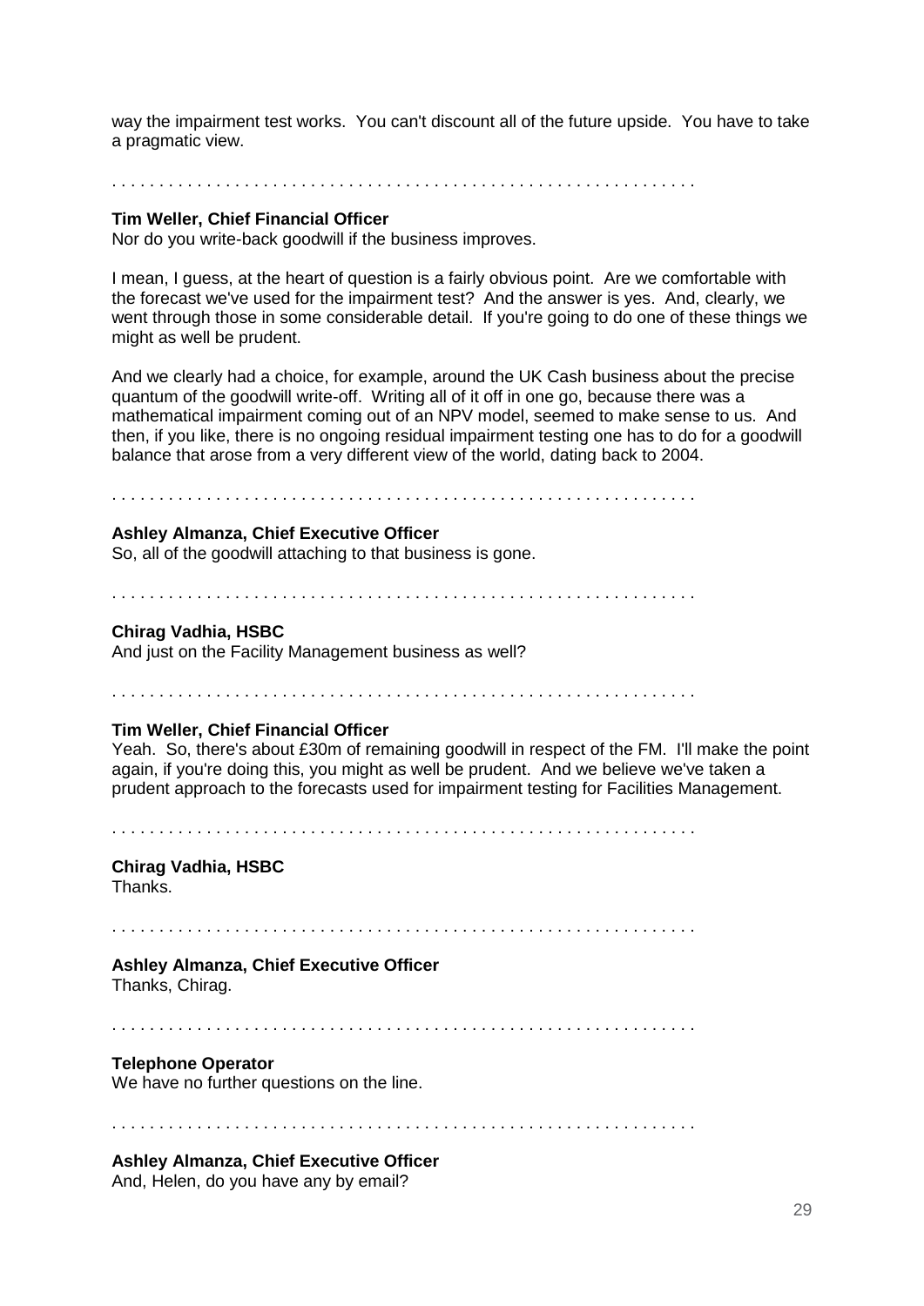way the impairment test works. You can't discount all of the future upside. You have to take a pragmatic view.

. . . . . . . . . . . . . . . . . . . . . . . . . . . . . . . . . . . . . . . . . . . . . . . . . . . . . . . . . . . . .

**Tim Weller, Chief Financial Officer**
Nor do you write-back goodwill if the business improves.

I mean, I guess, at the heart of question is a fairly obvious point. Are we comfortable with the forecast we've used for the impairment test? And the answer is yes. And, clearly, we went through those in some considerable detail. If you're going to do one of these things we might as well be prudent.

And we clearly had a choice, for example, around the UK Cash business about the precise quantum of the goodwill write-off. Writing all of it off in one go, because there was a mathematical impairment coming out of an NPV model, seemed to make sense to us. And then, if you like, there is no ongoing residual impairment testing one has to do for a goodwill balance that arose from a very different view of the world, dating back to 2004.

. . . . . . . . . . . . . . . . . . . . . . . . . . . . . . . . . . . . . . . . . . . . . . . . . . . . . . . . . . . . .

**Ashley Almanza, Chief Executive Officer**
So, all of the goodwill attaching to that business is gone.

. . . . . . . . . . . . . . . . . . . . . . . . . . . . . . . . . . . . . . . . . . . . . . . . . . . . . . . . . . . . .

**Chirag Vadhia, HSBC**
And just on the Facility Management business as well?

. . . . . . . . . . . . . . . . . . . . . . . . . . . . . . . . . . . . . . . . . . . . . . . . . . . . . . . . . . . . .

**Tim Weller, Chief Financial Officer**
Yeah. So, there's about £30m of remaining goodwill in respect of the FM. I'll make the point again, if you're doing this, you might as well be prudent. And we believe we've taken a prudent approach to the forecasts used for impairment testing for Facilities Management.

. . . . . . . . . . . . . . . . . . . . . . . . . . . . . . . . . . . . . . . . . . . . . . . . . . . . . . . . . . . . .

**Chirag Vadhia, HSBC**
Thanks.

. . . . . . . . . . . . . . . . . . . . . . . . . . . . . . . . . . . . . . . . . . . . . . . . . . . . . . . . . . . . .

**Ashley Almanza, Chief Executive Officer**
Thanks, Chirag.

. . . . . . . . . . . . . . . . . . . . . . . . . . . . . . . . . . . . . . . . . . . . . . . . . . . . . . . . . . . . .

**Telephone Operator**
We have no further questions on the line.

. . . . . . . . . . . . . . . . . . . . . . . . . . . . . . . . . . . . . . . . . . . . . . . . . . . . . . . . . . . . .

**Ashley Almanza, Chief Executive Officer**
And, Helen, do you have any by email?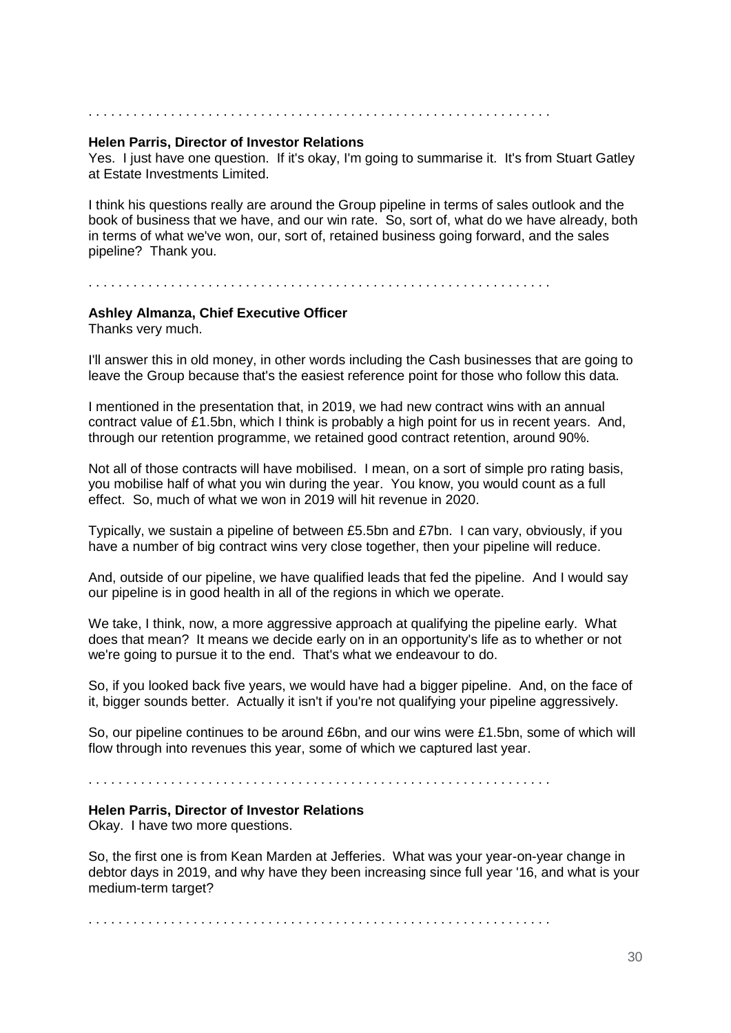. . . . . . . . . . . . . . . . . . . . . . . . . . . . . . . . . . . . . . . . . . . . . . . . . . . . . . . . . . . . . .

**Helen Parris, Director of Investor Relations**
Yes. I just have one question. If it's okay, I'm going to summarise it. It's from Stuart Gatley at Estate Investments Limited.

I think his questions really are around the Group pipeline in terms of sales outlook and the book of business that we have, and our win rate. So, sort of, what do we have already, both in terms of what we've won, our, sort of, retained business going forward, and the sales pipeline? Thank you.

. . . . . . . . . . . . . . . . . . . . . . . . . . . . . . . . . . . . . . . . . . . . . . . . . . . . . . . . . . . . . .

**Ashley Almanza, Chief Executive Officer**
Thanks very much.

I'll answer this in old money, in other words including the Cash businesses that are going to leave the Group because that's the easiest reference point for those who follow this data.

I mentioned in the presentation that, in 2019, we had new contract wins with an annual contract value of £1.5bn, which I think is probably a high point for us in recent years. And, through our retention programme, we retained good contract retention, around 90%.

Not all of those contracts will have mobilised. I mean, on a sort of simple pro rating basis, you mobilise half of what you win during the year. You know, you would count as a full effect. So, much of what we won in 2019 will hit revenue in 2020.

Typically, we sustain a pipeline of between £5.5bn and £7bn. I can vary, obviously, if you have a number of big contract wins very close together, then your pipeline will reduce.

And, outside of our pipeline, we have qualified leads that fed the pipeline. And I would say our pipeline is in good health in all of the regions in which we operate.

We take, I think, now, a more aggressive approach at qualifying the pipeline early. What does that mean? It means we decide early on in an opportunity's life as to whether or not we're going to pursue it to the end. That's what we endeavour to do.

So, if you looked back five years, we would have had a bigger pipeline. And, on the face of it, bigger sounds better. Actually it isn't if you're not qualifying your pipeline aggressively.

So, our pipeline continues to be around £6bn, and our wins were £1.5bn, some of which will flow through into revenues this year, some of which we captured last year.

. . . . . . . . . . . . . . . . . . . . . . . . . . . . . . . . . . . . . . . . . . . . . . . . . . . . . . . . . . . . . .

**Helen Parris, Director of Investor Relations**
Okay. I have two more questions.

So, the first one is from Kean Marden at Jefferies. What was your year-on-year change in debtor days in 2019, and why have they been increasing since full year '16, and what is your medium-term target?

. . . . . . . . . . . . . . . . . . . . . . . . . . . . . . . . . . . . . . . . . . . . . . . . . . . . . . . . . . . . . .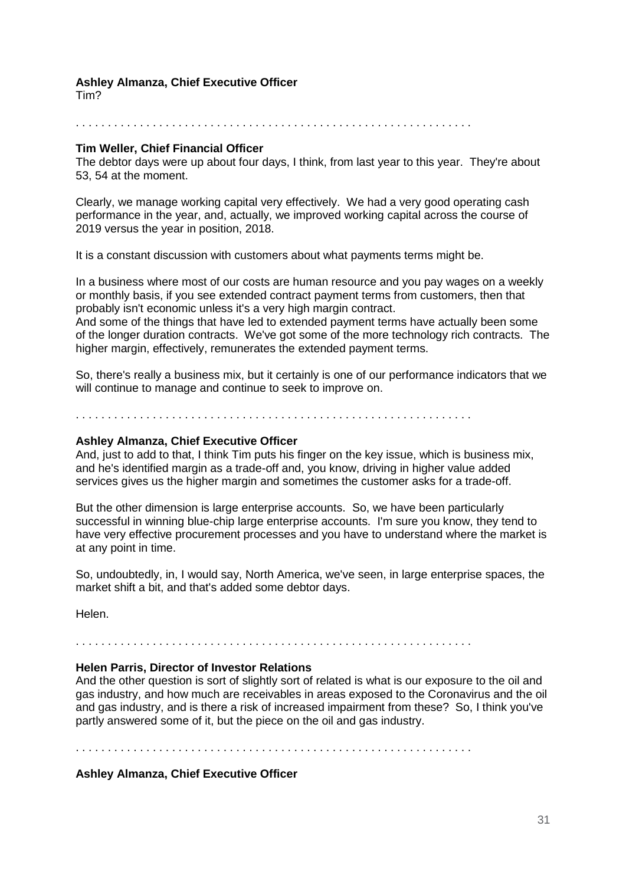**Ashley Almanza, Chief Executive Officer**
Tim?

. . . . . . . . . . . . . . . . . . . . . . . . . . . . . . . . . . . . . . . . . . . . . . . . . . . . . . . . . . . . .

**Tim Weller, Chief Financial Officer**
The debtor days were up about four days, I think, from last year to this year. They're about 53, 54 at the moment.

Clearly, we manage working capital very effectively. We had a very good operating cash performance in the year, and, actually, we improved working capital across the course of 2019 versus the year in position, 2018.

It is a constant discussion with customers about what payments terms might be.

In a business where most of our costs are human resource and you pay wages on a weekly or monthly basis, if you see extended contract payment terms from customers, then that probably isn't economic unless it's a very high margin contract.
And some of the things that have led to extended payment terms have actually been some of the longer duration contracts. We've got some of the more technology rich contracts. The higher margin, effectively, remunerates the extended payment terms.

So, there's really a business mix, but it certainly is one of our performance indicators that we will continue to manage and continue to seek to improve on.

. . . . . . . . . . . . . . . . . . . . . . . . . . . . . . . . . . . . . . . . . . . . . . . . . . . . . . . . . . . . .

**Ashley Almanza, Chief Executive Officer**
And, just to add to that, I think Tim puts his finger on the key issue, which is business mix, and he's identified margin as a trade-off and, you know, driving in higher value added services gives us the higher margin and sometimes the customer asks for a trade-off.

But the other dimension is large enterprise accounts. So, we have been particularly successful in winning blue-chip large enterprise accounts. I'm sure you know, they tend to have very effective procurement processes and you have to understand where the market is at any point in time.

So, undoubtedly, in, I would say, North America, we've seen, in large enterprise spaces, the market shift a bit, and that's added some debtor days.

Helen.

. . . . . . . . . . . . . . . . . . . . . . . . . . . . . . . . . . . . . . . . . . . . . . . . . . . . . . . . . . . . .

**Helen Parris, Director of Investor Relations**
And the other question is sort of slightly sort of related is what is our exposure to the oil and gas industry, and how much are receivables in areas exposed to the Coronavirus and the oil and gas industry, and is there a risk of increased impairment from these? So, I think you've partly answered some of it, but the piece on the oil and gas industry.

. . . . . . . . . . . . . . . . . . . . . . . . . . . . . . . . . . . . . . . . . . . . . . . . . . . . . . . . . . . . .

**Ashley Almanza, Chief Executive Officer**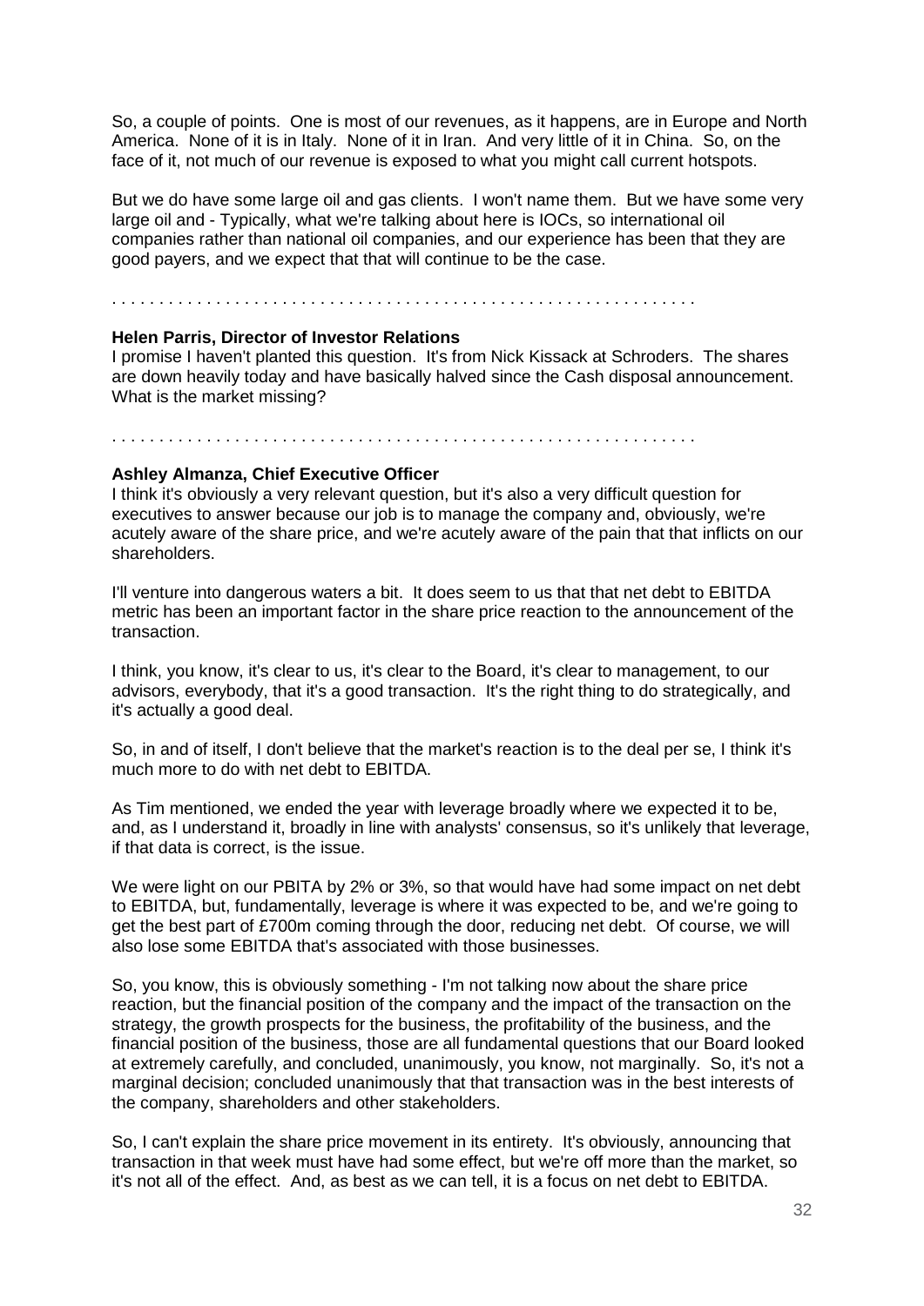So, a couple of points. One is most of our revenues, as it happens, are in Europe and North America. None of it is in Italy. None of it in Iran. And very little of it in China. So, on the face of it, not much of our revenue is exposed to what you might call current hotspots.

But we do have some large oil and gas clients. I won't name them. But we have some very large oil and - Typically, what we're talking about here is IOCs, so international oil companies rather than national oil companies, and our experience has been that they are good payers, and we expect that that will continue to be the case.

. . . . . . . . . . . . . . . . . . . . . . . . . . . . . . . . . . . . . . . . . . . . . . . . . . . . . . . . . . . . .

**Helen Parris, Director of Investor Relations**
I promise I haven't planted this question. It's from Nick Kissack at Schroders. The shares are down heavily today and have basically halved since the Cash disposal announcement. What is the market missing?

. . . . . . . . . . . . . . . . . . . . . . . . . . . . . . . . . . . . . . . . . . . . . . . . . . . . . . . . . . . . .

**Ashley Almanza, Chief Executive Officer**
I think it's obviously a very relevant question, but it's also a very difficult question for executives to answer because our job is to manage the company and, obviously, we're acutely aware of the share price, and we're acutely aware of the pain that that inflicts on our shareholders.

I'll venture into dangerous waters a bit. It does seem to us that that net debt to EBITDA metric has been an important factor in the share price reaction to the announcement of the transaction.

I think, you know, it's clear to us, it's clear to the Board, it's clear to management, to our advisors, everybody, that it's a good transaction. It's the right thing to do strategically, and it's actually a good deal.

So, in and of itself, I don't believe that the market's reaction is to the deal per se, I think it's much more to do with net debt to EBITDA.

As Tim mentioned, we ended the year with leverage broadly where we expected it to be, and, as I understand it, broadly in line with analysts' consensus, so it's unlikely that leverage, if that data is correct, is the issue.

We were light on our PBITA by 2% or 3%, so that would have had some impact on net debt to EBITDA, but, fundamentally, leverage is where it was expected to be, and we're going to get the best part of £700m coming through the door, reducing net debt. Of course, we will also lose some EBITDA that's associated with those businesses.

So, you know, this is obviously something - I'm not talking now about the share price reaction, but the financial position of the company and the impact of the transaction on the strategy, the growth prospects for the business, the profitability of the business, and the financial position of the business, those are all fundamental questions that our Board looked at extremely carefully, and concluded, unanimously, you know, not marginally. So, it's not a marginal decision; concluded unanimously that that transaction was in the best interests of the company, shareholders and other stakeholders.

So, I can't explain the share price movement in its entirety. It's obviously, announcing that transaction in that week must have had some effect, but we're off more than the market, so it's not all of the effect. And, as best as we can tell, it is a focus on net debt to EBITDA.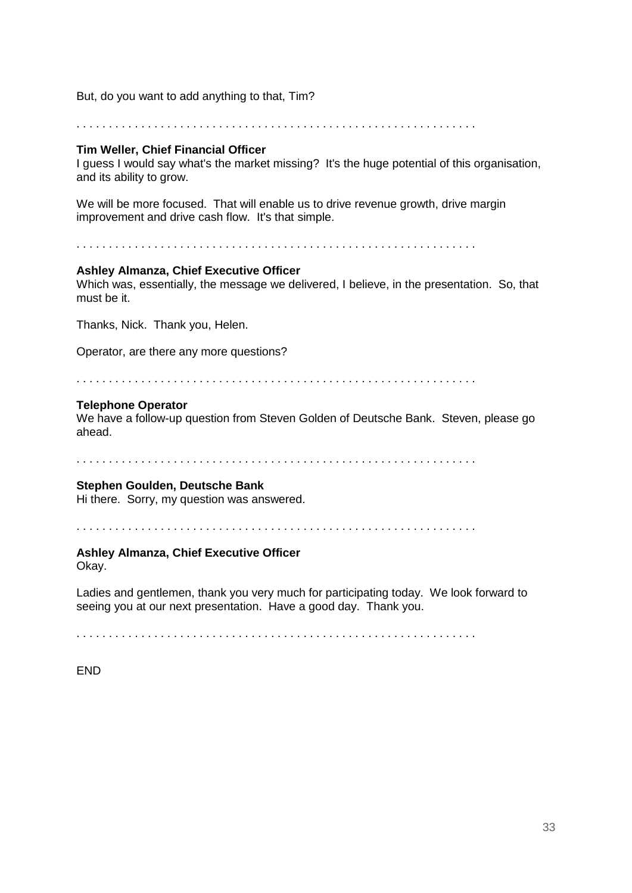But, do you want to add anything to that, Tim?

. . . . . . . . . . . . . . . . . . . . . . . . . . . . . . . . . . . . . . . . . . . . . . . . . . . . . . . . . . . . .

**Tim Weller, Chief Financial Officer**
I guess I would say what's the market missing? It's the huge potential of this organisation, and its ability to grow.

We will be more focused. That will enable us to drive revenue growth, drive margin improvement and drive cash flow. It's that simple.

. . . . . . . . . . . . . . . . . . . . . . . . . . . . . . . . . . . . . . . . . . . . . . . . . . . . . . . . . . . . .

**Ashley Almanza, Chief Executive Officer**
Which was, essentially, the message we delivered, I believe, in the presentation. So, that must be it.

Thanks, Nick. Thank you, Helen.

Operator, are there any more questions?

. . . . . . . . . . . . . . . . . . . . . . . . . . . . . . . . . . . . . . . . . . . . . . . . . . . . . . . . . . . . .

**Telephone Operator**
We have a follow-up question from Steven Golden of Deutsche Bank. Steven, please go ahead.

. . . . . . . . . . . . . . . . . . . . . . . . . . . . . . . . . . . . . . . . . . . . . . . . . . . . . . . . . . . . .

**Stephen Goulden, Deutsche Bank**
Hi there. Sorry, my question was answered.

. . . . . . . . . . . . . . . . . . . . . . . . . . . . . . . . . . . . . . . . . . . . . . . . . . . . . . . . . . . . .

**Ashley Almanza, Chief Executive Officer**
Okay.

Ladies and gentlemen, thank you very much for participating today. We look forward to seeing you at our next presentation. Have a good day. Thank you.

. . . . . . . . . . . . . . . . . . . . . . . . . . . . . . . . . . . . . . . . . . . . . . . . . . . . . . . . . . . . .

END